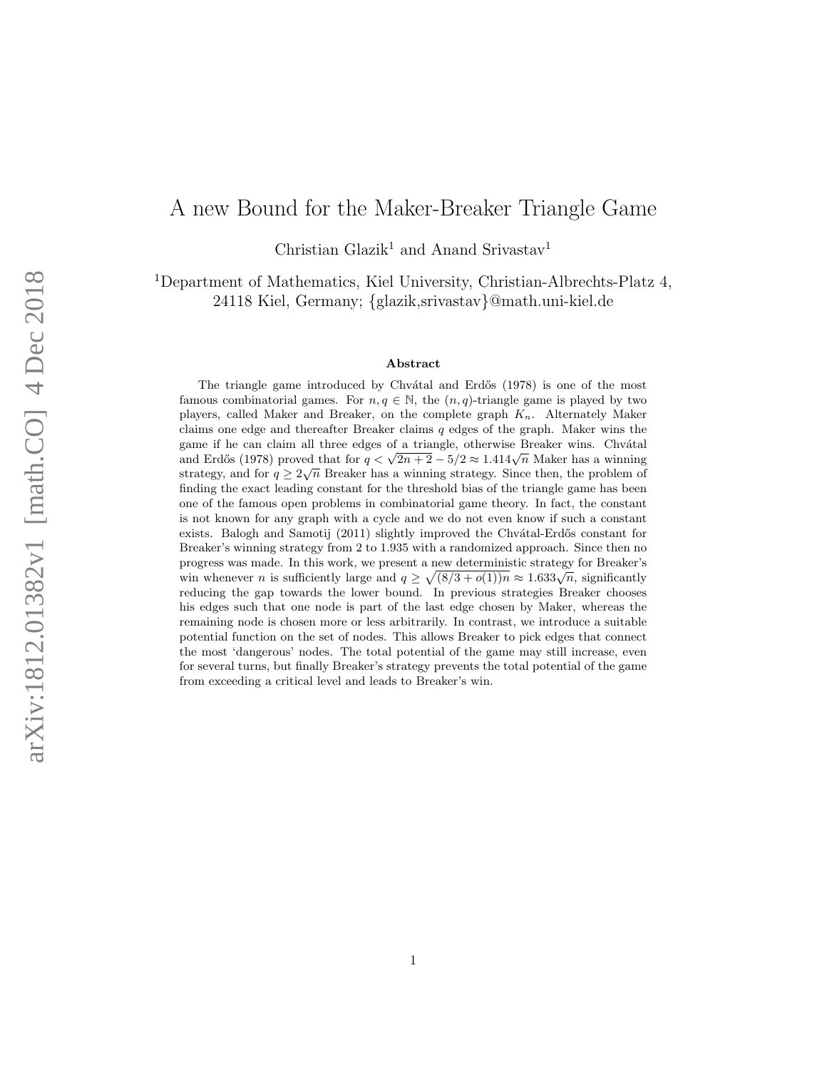# A new Bound for the Maker-Breaker Triangle Game

Christian Glazik[1] and Anand Srivastav[1]

[1]Department of Mathematics, Kiel University, Christian-Albrechts-Platz 4, 24118 Kiel, Germany; {glazik,srivastav}@math.uni-kiel.de

### Abstract

The triangle game introduced by Chvátal and Erdős (1978) is one of the most famous combinatorial games. For $n, q \in \mathbb{N}$, the $(n, q)$-triangle game is played by two players, called Maker and Breaker, on the complete graph $K_n$. Alternately Maker claims one edge and thereafter Breaker claims $q$ edges of the graph. Maker wins the game if he can claim all three edges of a triangle, otherwise Breaker wins. Chvátal and Erdős (1978) proved that for $q < \sqrt{2n+2} - 5/2 \approx 1.414\sqrt{n}$ Maker has a winning strategy, and for $q \geq 2\sqrt{n}$ Breaker has a winning strategy. Since then, the problem of finding the exact leading constant for the threshold bias of the triangle game has been one of the famous open problems in combinatorial game theory. In fact, the constant is not known for any graph with a cycle and we do not even know if such a constant exists. Balogh and Samotij (2011) slightly improved the Chvátal-Erdős constant for Breaker's winning strategy from 2 to 1.935 with a randomized approach. Since then no progress was made. In this work, we present a new deterministic strategy for Breaker's win whenever $n$ is sufficiently large and $q \geq \sqrt{(8/3 + o(1))n} \approx 1.633\sqrt{n}$, significantly reducing the gap towards the lower bound. In previous strategies Breaker chooses his edges such that one node is part of the last edge chosen by Maker, whereas the remaining node is chosen more or less arbitrarily. In contrast, we introduce a suitable potential function on the set of nodes. This allows Breaker to pick edges that connect the most 'dangerous' nodes. The total potential of the game may still increase, even for several turns, but finally Breaker's strategy prevents the total potential of the game from exceeding a critical level and leads to Breaker's win.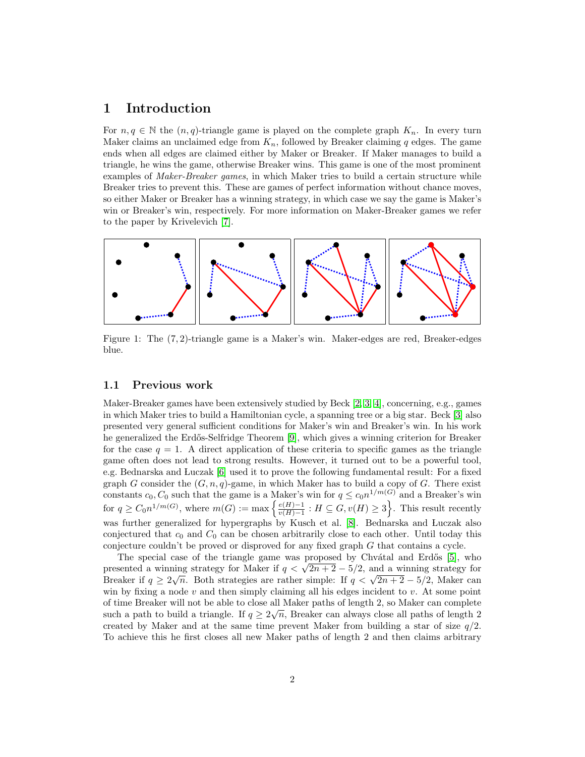# 1 Introduction

For $n, q \in \mathbb{N}$ the $(n, q)$-triangle game is played on the complete graph $K_n$. In every turn Maker claims an unclaimed edge from $K_n$, followed by Breaker claiming $q$ edges. The game ends when all edges are claimed either by Maker or Breaker. If Maker manages to build a triangle, he wins the game, otherwise Breaker wins. This game is one of the most prominent examples of *Maker-Breaker games*, in which Maker tries to build a certain structure while Breaker tries to prevent this. These are games of perfect information without chance moves, so either Maker or Breaker has a winning strategy, in which case we say the game is Maker's win or Breaker's win, respectively. For more information on Maker-Breaker games we refer to the paper by Krivelevich [7].

Figure 1: The $(7, 2)$-triangle game is a Maker's win. Maker-edges are red, Breaker-edges blue.

## 1.1 Previous work

Maker-Breaker games have been extensively studied by Beck [2, 3, 4], concerning, e.g., games in which Maker tries to build a Hamiltonian cycle, a spanning tree or a big star. Beck [3] also presented very general sufficient conditions for Maker's win and Breaker's win. In his work he generalized the Erdős-Selfridge Theorem [9], which gives a winning criterion for Breaker for the case $q = 1$. A direct application of these criteria to specific games as the triangle game often does not lead to strong results. However, it turned out to be a powerful tool, e.g. Bednarska and Łuczak [6] used it to prove the following fundamental result: For a fixed graph $G$ consider the $(G, n, q)$-game, in which Maker has to build a copy of $G$. There exist constants $c_0, C_0$ such that the game is a Maker's win for $q \leq c_0 n^{1/m(G)}$ and a Breaker's win for $q \geq C_0 n^{1/m(G)}$, where $m(G) := \max\left\{\frac{e(H)-1}{v(H)-1} : H \subseteq G, v(H) \geq 3\right\}$. This result recently was further generalized for hypergraphs by Kusch et al. [8]. Bednarska and Łuczak also conjectured that $c_0$ and $C_0$ can be chosen arbitrarily close to each other. Until today this conjecture couldn't be proved or disproved for any fixed graph $G$ that contains a cycle.

The special case of the triangle game was proposed by Chvátal and Erdős [5], who presented a winning strategy for Maker if $q < \sqrt{2n+2} - 5/2$, and a winning strategy for Breaker if $q \geq 2\sqrt{n}$. Both strategies are rather simple: If $q < \sqrt{2n+2} - 5/2$, Maker can win by fixing a node $v$ and then simply claiming all his edges incident to $v$. At some point of time Breaker will not be able to close all Maker paths of length 2, so Maker can complete such a path to build a triangle. If $q \geq 2\sqrt{n}$, Breaker can always close all paths of length 2 created by Maker and at the same time prevent Maker from building a star of size $q/2$. To achieve this he first closes all new Maker paths of length 2 and then claims arbitrary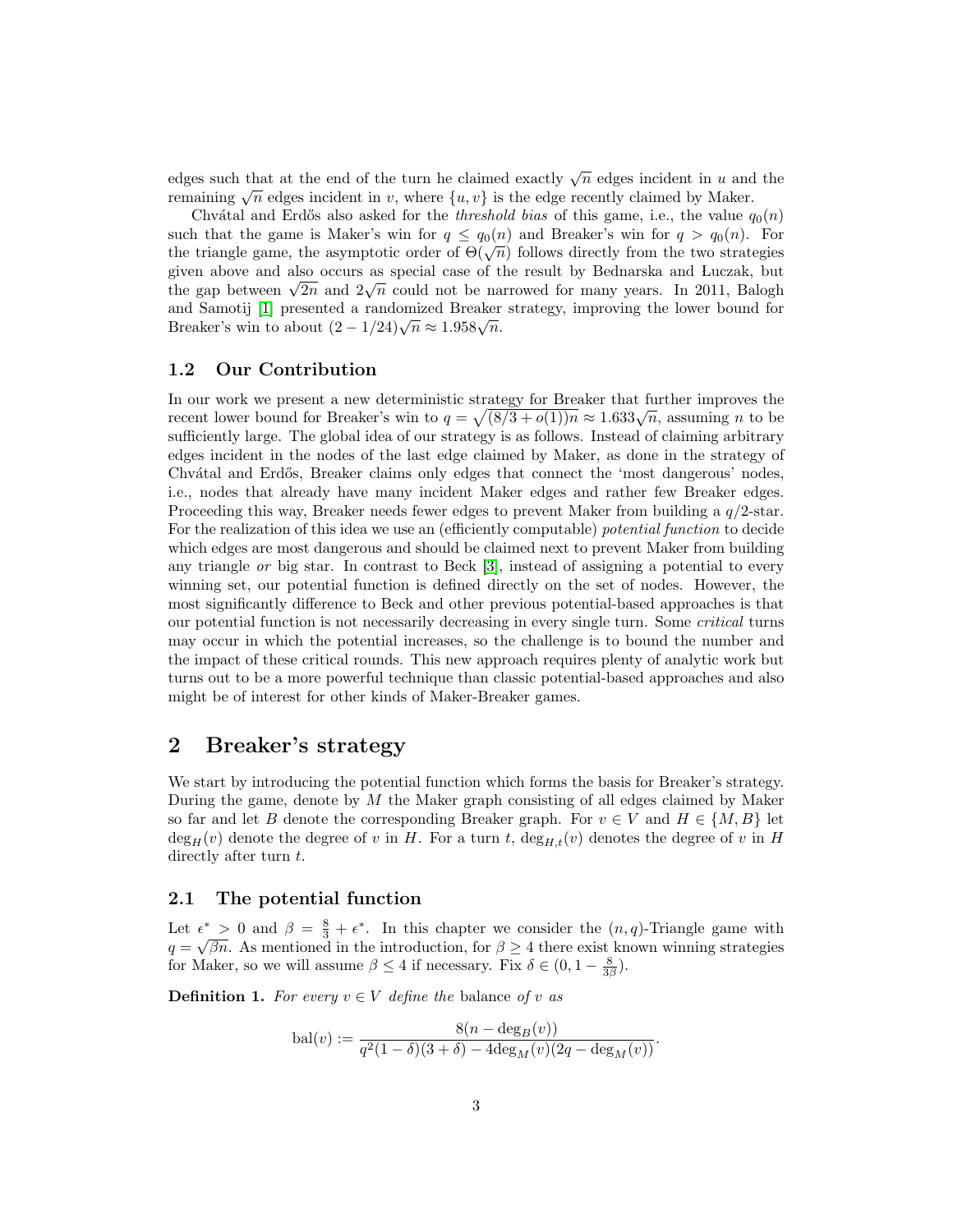edges such that at the end of the turn he claimed exactly $\sqrt{n}$ edges incident in $u$ and the remaining $\sqrt{n}$ edges incident in $v$, where $\{u, v\}$ is the edge recently claimed by Maker.

Chvátal and Erdős also asked for the *threshold bias* of this game, i.e., the value $q_0(n)$ such that the game is Maker's win for $q \leq q_0(n)$ and Breaker's win for $q > q_0(n)$. For the triangle game, the asymptotic order of $\Theta(\sqrt{n})$ follows directly from the two strategies given above and also occurs as special case of the result by Bednarska and Łuczak, but the gap between $\sqrt{2n}$ and $2\sqrt{n}$ could not be narrowed for many years. In 2011, Balogh and Samotij [1] presented a randomized Breaker strategy, improving the lower bound for Breaker's win to about $(2 - 1/24)\sqrt{n} \approx 1.958\sqrt{n}$.

### 1.2 Our Contribution

In our work we present a new deterministic strategy for Breaker that further improves the recent lower bound for Breaker's win to $q = \sqrt{(8/3 + o(1))n} \approx 1.633\sqrt{n}$, assuming $n$ to be sufficiently large. The global idea of our strategy is as follows. Instead of claiming arbitrary edges incident in the nodes of the last edge claimed by Maker, as done in the strategy of Chvátal and Erdős, Breaker claims only edges that connect the 'most dangerous' nodes, i.e., nodes that already have many incident Maker edges and rather few Breaker edges. Proceeding this way, Breaker needs fewer edges to prevent Maker from building a $q/2$-star. For the realization of this idea we use an (efficiently computable) *potential function* to decide which edges are most dangerous and should be claimed next to prevent Maker from building any triangle *or* big star. In contrast to Beck [3], instead of assigning a potential to every winning set, our potential function is defined directly on the set of nodes. However, the most significantly difference to Beck and other previous potential-based approaches is that our potential function is not necessarily decreasing in every single turn. Some *critical* turns may occur in which the potential increases, so the challenge is to bound the number and the impact of these critical rounds. This new approach requires plenty of analytic work but turns out to be a more powerful technique than classic potential-based approaches and also might be of interest for other kinds of Maker-Breaker games.

## 2 Breaker's strategy

We start by introducing the potential function which forms the basis for Breaker's strategy. During the game, denote by $M$ the Maker graph consisting of all edges claimed by Maker so far and let $B$ denote the corresponding Breaker graph. For $v \in V$ and $H \in \{M, B\}$ let $\deg_H(v)$ denote the degree of $v$ in $H$. For a turn $t$, $\deg_{H,t}(v)$ denotes the degree of $v$ in $H$ directly after turn $t$.

### 2.1 The potential function

Let $\epsilon^* > 0$ and $\beta = \frac{8}{3} + \epsilon^*$. In this chapter we consider the $(n, q)$-Triangle game with $q = \sqrt{\beta n}$. As mentioned in the introduction, for $\beta \geq 4$ there exist known winning strategies for Maker, so we will assume $\beta \leq 4$ if necessary. Fix $\delta \in (0, 1 - \frac{8}{3\beta})$.

**Definition 1.** *For every $v \in V$ define the* balance *of $v$ as*

$$\text{bal}(v) := \frac{8(n - \deg_B(v))}{q^2(1-\delta)(3+\delta) - 4\deg_M(v)(2q - \deg_M(v))}.$$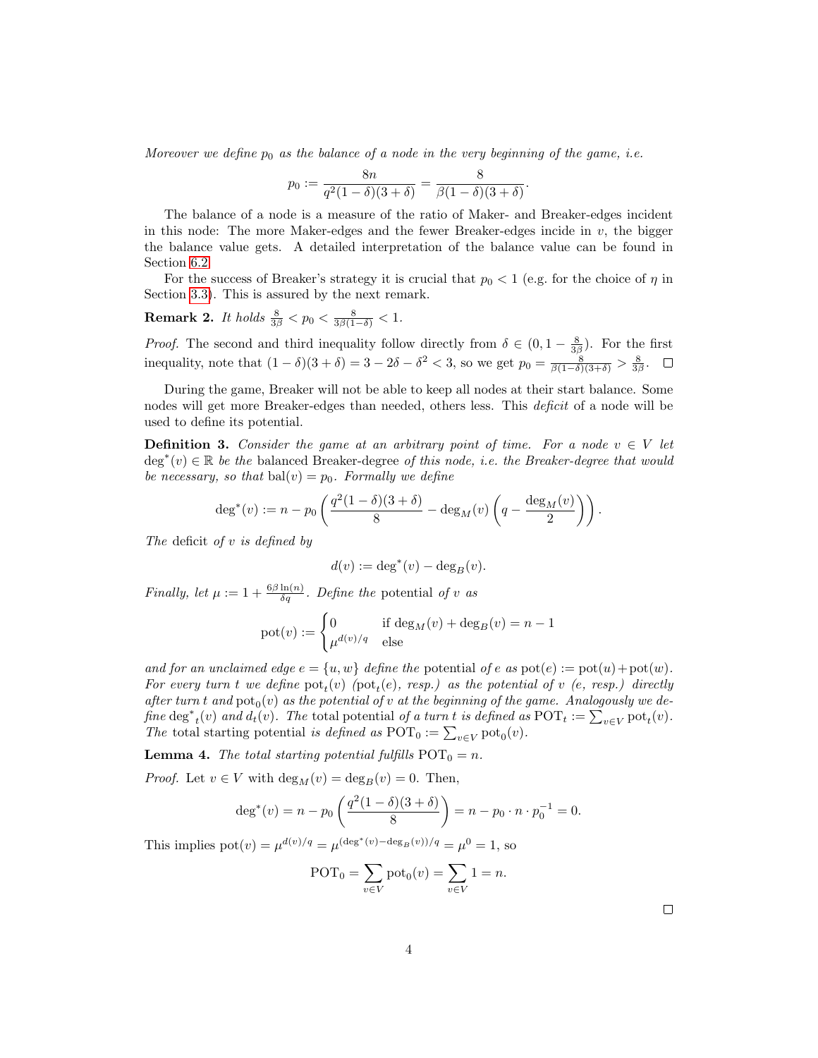*Moreover we define $p_0$ as the balance of a node in the very beginning of the game, i.e.*

$$p_0 := \frac{8n}{q^2(1-\delta)(3+\delta)} = \frac{8}{\beta(1-\delta)(3+\delta)}.$$

The balance of a node is a measure of the ratio of Maker- and Breaker-edges incident in this node: The more Maker-edges and the fewer Breaker-edges incide in $v$, the bigger the balance value gets. A detailed interpretation of the balance value can be found in Section 6.2.

For the success of Breaker's strategy it is crucial that $p_0 < 1$ (e.g. for the choice of $\eta$ in Section 3.3). This is assured by the next remark.

**Remark 2.** *It holds $\frac{8}{3\beta} < p_0 < \frac{8}{3\beta(1-\delta)} < 1$.*

*Proof.* The second and third inequality follow directly from $\delta \in (0, 1 - \frac{8}{3\beta})$. For the first inequality, note that $(1-\delta)(3+\delta) = 3 - 2\delta - \delta^2 < 3$, so we get $p_0 = \frac{8}{\beta(1-\delta)(3+\delta)} > \frac{8}{3\beta}$. □

During the game, Breaker will not be able to keep all nodes at their start balance. Some nodes will get more Breaker-edges than needed, others less. This *deficit* of a node will be used to define its potential.

**Definition 3.** *Consider the game at an arbitrary point of time. For a node $v \in V$ let $\deg^*(v) \in \mathbb{R}$ be the* balanced Breaker-degree *of this node, i.e. the Breaker-degree that would be necessary, so that $\operatorname{bal}(v) = p_0$. Formally we define*

$$\deg^*(v) := n - p_0 \left( \frac{q^2(1-\delta)(3+\delta)}{8} - \deg_M(v) \left( q - \frac{\deg_M(v)}{2} \right) \right).$$

*The* deficit *of $v$ is defined by*

$$d(v) := \deg^*(v) - \deg_B(v).$$

*Finally, let $\mu := 1 + \frac{6\beta \ln(n)}{\delta q}$. Define the* potential *of $v$ as*

$$\operatorname{pot}(v) := \begin{cases} 0 & \text{if } \deg_M(v) + \deg_B(v) = n-1 \\ \mu^{d(v)/q} & \text{else} \end{cases}$$

*and for an unclaimed edge $e = \{u, w\}$ define the* potential *of $e$ as $\operatorname{pot}(e) := \operatorname{pot}(u) + \operatorname{pot}(w)$. For every turn $t$ we define $\operatorname{pot}_t(v)$ ($\operatorname{pot}_t(e)$, resp.) as the potential of $v$ ($e$, resp.) directly after turn $t$ and $\operatorname{pot}_0(v)$ as the potential of $v$ at the beginning of the game. Analogously we define ${\deg^*}_t(v)$ and $d_t(v)$. The* total potential *of a turn $t$ is defined as $\operatorname{POT}_t := \sum_{v \in V} \operatorname{pot}_t(v)$. The* total starting potential *is defined as $\operatorname{POT}_0 := \sum_{v \in V} \operatorname{pot}_0(v)$.*

**Lemma 4.** *The total starting potential fulfills $\operatorname{POT}_0 = n$.*

*Proof.* Let $v \in V$ with $\deg_M(v) = \deg_B(v) = 0$. Then,

$$\deg^*(v) = n - p_0 \left( \frac{q^2(1-\delta)(3+\delta)}{8} \right) = n - p_0 \cdot n \cdot p_0^{-1} = 0.$$

This implies $\operatorname{pot}(v) = \mu^{d(v)/q} = \mu^{(\deg^*(v) - \deg_B(v))/q} = \mu^0 = 1$, so

$$\operatorname{POT}_0 = \sum_{v \in V} \operatorname{pot}_0(v) = \sum_{v \in V} 1 = n.$$

□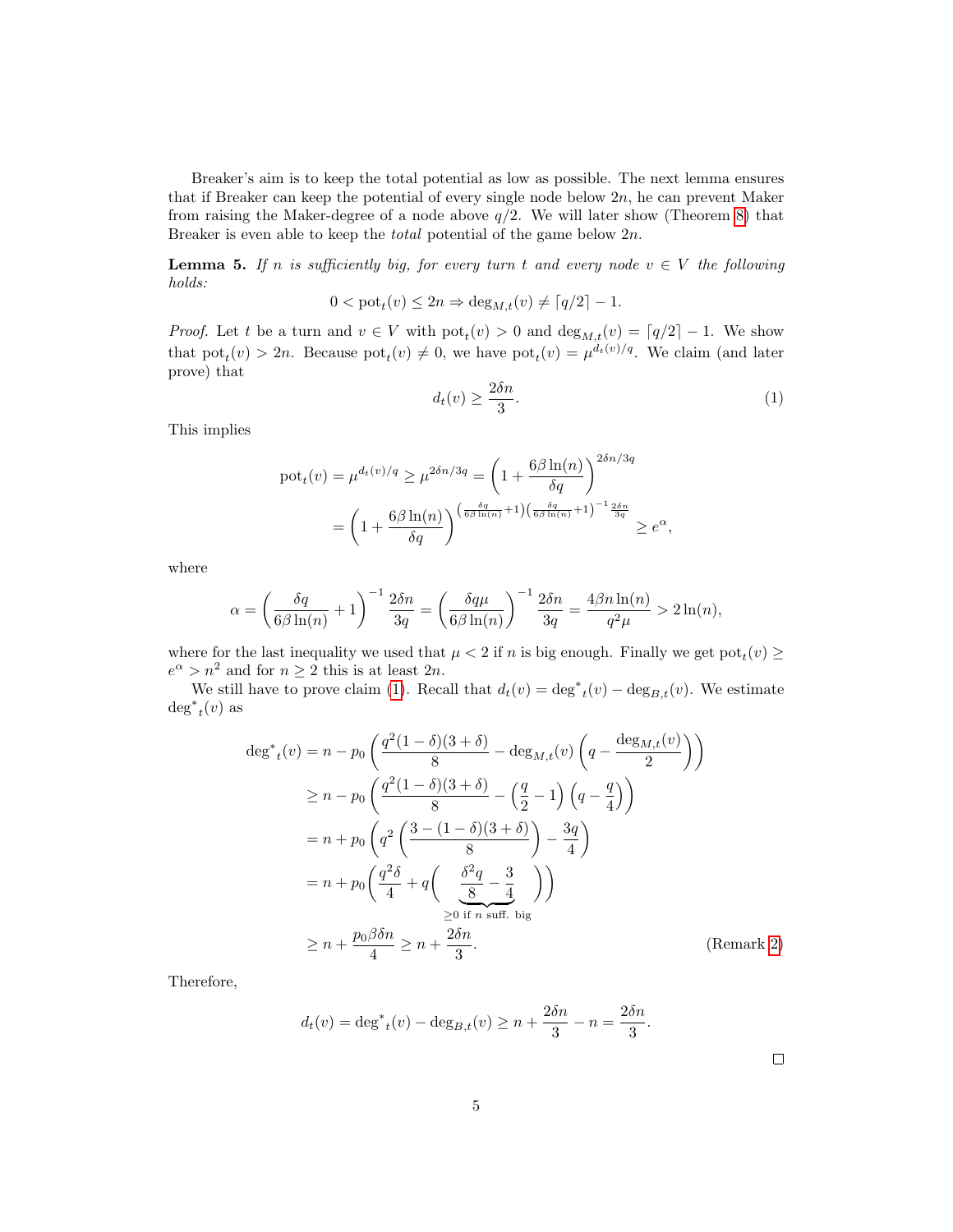Breaker's aim is to keep the total potential as low as possible. The next lemma ensures that if Breaker can keep the potential of every single node below $2n$, he can prevent Maker from raising the Maker-degree of a node above $q/2$. We will later show (Theorem 8) that Breaker is even able to keep the *total* potential of the game below $2n$.

**Lemma 5.** *If $n$ is sufficiently big, for every turn $t$ and every node $v \in V$ the following holds:*

$$0 < \mathrm{pot}_t(v) \leq 2n \Rightarrow \deg_{M,t}(v) \neq \lceil q/2 \rceil - 1.$$

*Proof.* Let $t$ be a turn and $v \in V$ with $\mathrm{pot}_t(v) > 0$ and $\deg_{M,t}(v) = \lceil q/2 \rceil - 1$. We show that $\mathrm{pot}_t(v) > 2n$. Because $\mathrm{pot}_t(v) \neq 0$, we have $\mathrm{pot}_t(v) = \mu^{d_t(v)/q}$. We claim (and later prove) that

$$d_t(v) \geq \frac{2\delta n}{3}. \tag{1}$$

This implies

$$\begin{aligned}
\mathrm{pot}_t(v) = \mu^{d_t(v)/q} \geq \mu^{2\delta n/3q} &= \left(1 + \frac{6\beta \ln(n)}{\delta q}\right)^{2\delta n/3q} \\
&= \left(1 + \frac{6\beta \ln(n)}{\delta q}\right)^{\left(\frac{\delta q}{6\beta \ln(n)}+1\right)\left(\frac{\delta q}{6\beta \ln(n)}+1\right)^{-1}\frac{2\delta n}{3q}} \geq e^{\alpha},
\end{aligned}$$

where

$$\alpha = \left(\frac{\delta q}{6\beta \ln(n)} + 1\right)^{-1} \frac{2\delta n}{3q} = \left(\frac{\delta q \mu}{6\beta \ln(n)}\right)^{-1} \frac{2\delta n}{3q} = \frac{4\beta n \ln(n)}{q^2 \mu} > 2\ln(n),$$

where for the last inequality we used that $\mu < 2$ if $n$ is big enough. Finally we get $\mathrm{pot}_t(v) \geq e^{\alpha} > n^2$ and for $n \geq 2$ this is at least $2n$.

We still have to prove claim (1). Recall that $d_t(v) = {\deg^*}_t(v) - \deg_{B,t}(v)$. We estimate ${\deg^*}_t(v)$ as

$$\begin{aligned}
{\deg^*}_t(v) &= n - p_0\left(\frac{q^2(1-\delta)(3+\delta)}{8} - \deg_{M,t}(v)\left(q - \frac{\deg_{M,t}(v)}{2}\right)\right) \\
&\geq n - p_0\left(\frac{q^2(1-\delta)(3+\delta)}{8} - \left(\frac{q}{2} - 1\right)\left(q - \frac{q}{4}\right)\right) \\
&= n + p_0\left(q^2\left(\frac{3-(1-\delta)(3+\delta)}{8}\right) - \frac{3q}{4}\right) \\
&= n + p_0\Bigg(\frac{q^2\delta}{4} + q\Bigg(\underbrace{\frac{\delta^2 q}{8} - \frac{3}{4}}_{\geq 0 \text{ if } n \text{ suff. big}}\Bigg)\Bigg) \\
&\geq n + \frac{p_0 \beta \delta n}{4} \geq n + \frac{2\delta n}{3}. \qquad \text{(Remark 2)}
\end{aligned}$$

Therefore,

$$d_t(v) = {\deg^*}_t(v) - \deg_{B,t}(v) \geq n + \frac{2\delta n}{3} - n = \frac{2\delta n}{3}.$$

$\square$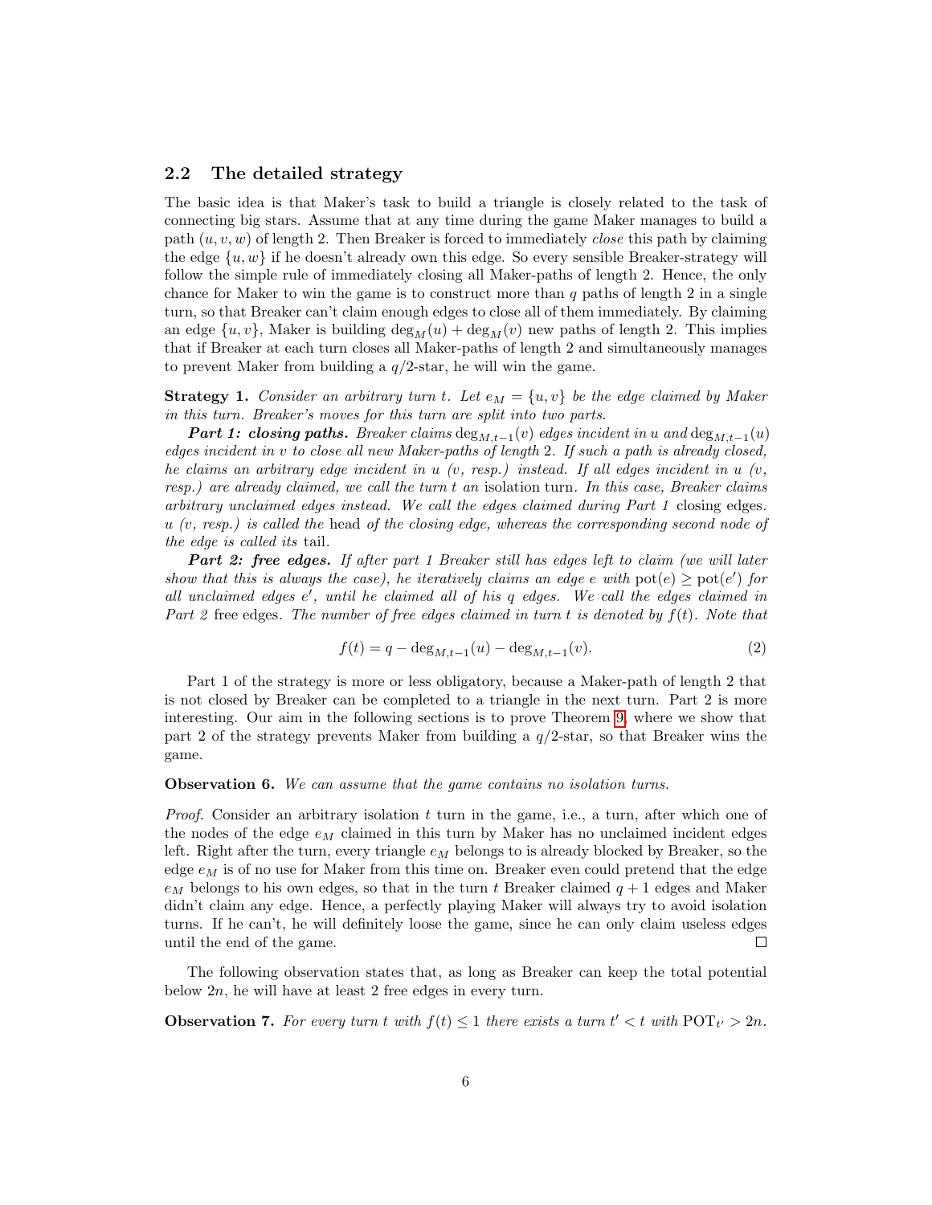## 2.2 The detailed strategy

The basic idea is that Maker's task to build a triangle is closely related to the task of connecting big stars. Assume that at any time during the game Maker manages to build a path $(u, v, w)$ of length 2. Then Breaker is forced to immediately *close* this path by claiming the edge $\{u, w\}$ if he doesn't already own this edge. So every sensible Breaker-strategy will follow the simple rule of immediately closing all Maker-paths of length 2. Hence, the only chance for Maker to win the game is to construct more than $q$ paths of length 2 in a single turn, so that Breaker can't claim enough edges to close all of them immediately. By claiming an edge $\{u, v\}$, Maker is building $\deg_M(u) + \deg_M(v)$ new paths of length 2. This implies that if Breaker at each turn closes all Maker-paths of length 2 and simultaneously manages to prevent Maker from building a $q/2$-star, he will win the game.

**Strategy 1.** *Consider an arbitrary turn $t$. Let $e_M = \{u, v\}$ be the edge claimed by Maker in this turn. Breaker's moves for this turn are split into two parts.*

***Part 1: closing paths.*** *Breaker claims $\deg_{M,t-1}(v)$ edges incident in $u$ and $\deg_{M,t-1}(u)$ edges incident in $v$ to close all new Maker-paths of length 2. If such a path is already closed, he claims an arbitrary edge incident in $u$ ($v$, resp.) instead. If all edges incident in $u$ ($v$, resp.) are already claimed, we call the turn $t$ an* isolation turn*. In this case, Breaker claims arbitrary unclaimed edges instead. We call the edges claimed during Part 1* closing edges*. $u$ ($v$, resp.) is called the* head *of the closing edge, whereas the corresponding second node of the edge is called its* tail*.*

***Part 2: free edges.*** *If after part 1 Breaker still has edges left to claim (we will later show that this is always the case), he iteratively claims an edge $e$ with $\text{pot}(e) \geq \text{pot}(e')$ for all unclaimed edges $e'$, until he claimed all of his $q$ edges. We call the edges claimed in Part 2* free edges*. The number of free edges claimed in turn $t$ is denoted by $f(t)$. Note that*

$$f(t) = q - \deg_{M,t-1}(u) - \deg_{M,t-1}(v). \tag{2}$$

Part 1 of the strategy is more or less obligatory, because a Maker-path of length 2 that is not closed by Breaker can be completed to a triangle in the next turn. Part 2 is more interesting. Our aim in the following sections is to prove Theorem 9, where we show that part 2 of the strategy prevents Maker from building a $q/2$-star, so that Breaker wins the game.

**Observation 6.** *We can assume that the game contains no isolation turns.*

*Proof.* Consider an arbitrary isolation $t$ turn in the game, i.e., a turn, after which one of the nodes of the edge $e_M$ claimed in this turn by Maker has no unclaimed incident edges left. Right after the turn, every triangle $e_M$ belongs to is already blocked by Breaker, so the edge $e_M$ is of no use for Maker from this time on. Breaker even could pretend that the edge $e_M$ belongs to his own edges, so that in the turn $t$ Breaker claimed $q + 1$ edges and Maker didn't claim any edge. Hence, a perfectly playing Maker will always try to avoid isolation turns. If he can't, he will definitely loose the game, since he can only claim useless edges until the end of the game. □

The following observation states that, as long as Breaker can keep the total potential below $2n$, he will have at least 2 free edges in every turn.

**Observation 7.** *For every turn $t$ with $f(t) \leq 1$ there exists a turn $t' < t$ with $\text{POT}_{t'} > 2n$.*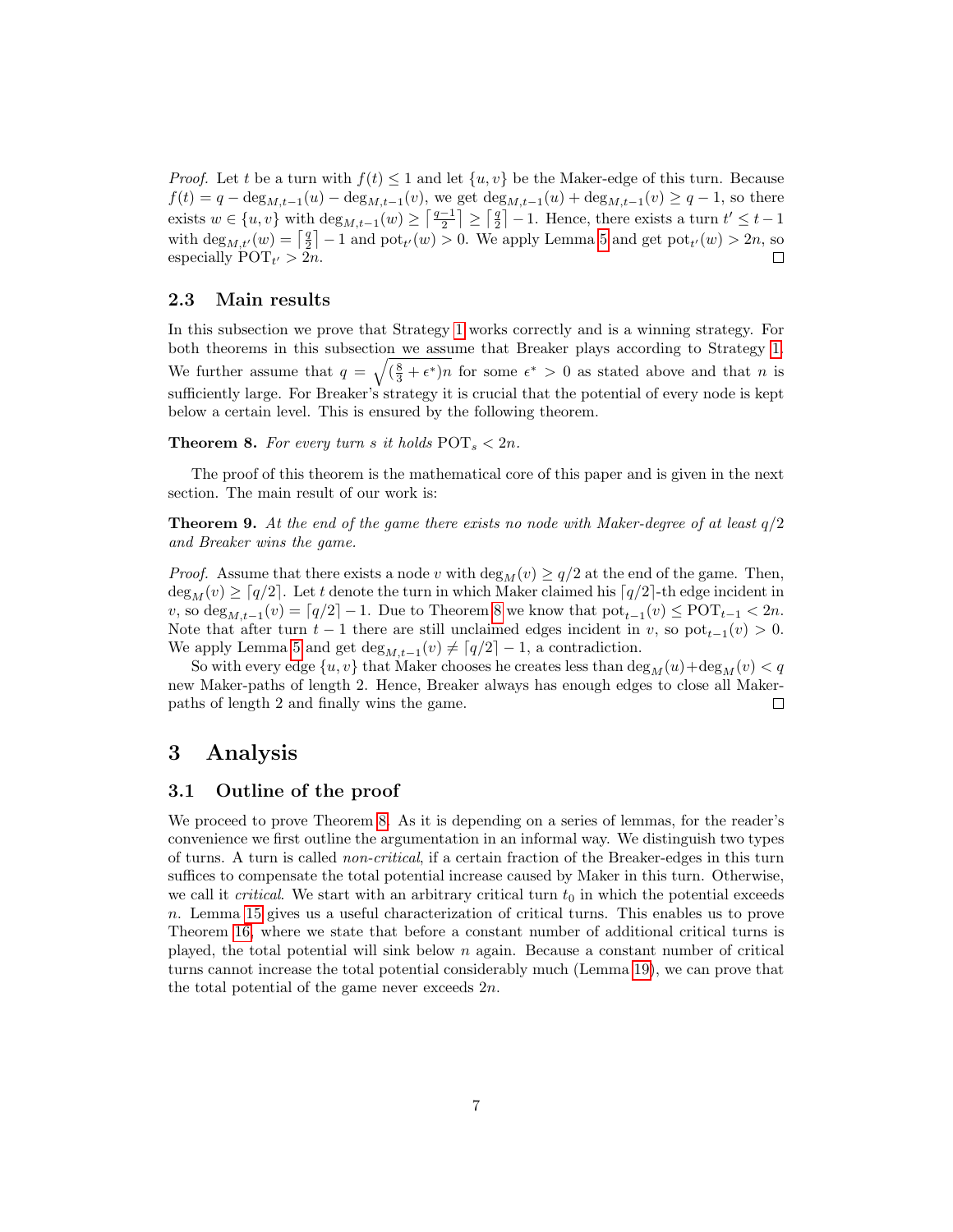*Proof.* Let $t$ be a turn with $f(t) \leq 1$ and let $\{u, v\}$ be the Maker-edge of this turn. Because $f(t) = q - \deg_{M,t-1}(u) - \deg_{M,t-1}(v)$, we get $\deg_{M,t-1}(u) + \deg_{M,t-1}(v) \geq q - 1$, so there exists $w \in \{u, v\}$ with $\deg_{M,t-1}(w) \geq \lceil \frac{q-1}{2} \rceil \geq \lceil \frac{q}{2} \rceil - 1$. Hence, there exists a turn $t' \leq t - 1$ with $\deg_{M,t'}(w) = \lceil \frac{q}{2} \rceil - 1$ and $\mathrm{pot}_{t'}(w) > 0$. We apply Lemma 5 and get $\mathrm{pot}_{t'}(w) > 2n$, so especially $\mathrm{POT}_{t'} > 2n$. $\square$

### 2.3 Main results

In this subsection we prove that Strategy 1 works correctly and is a winning strategy. For both theorems in this subsection we assume that Breaker plays according to Strategy 1. We further assume that $q = \sqrt{(\frac{8}{3} + \epsilon^*)n}$ for some $\epsilon^* > 0$ as stated above and that $n$ is sufficiently large. For Breaker's strategy it is crucial that the potential of every node is kept below a certain level. This is ensured by the following theorem.

**Theorem 8.** *For every turn $s$ it holds $\mathrm{POT}_s < 2n$.*

The proof of this theorem is the mathematical core of this paper and is given in the next section. The main result of our work is:

**Theorem 9.** *At the end of the game there exists no node with Maker-degree of at least $q/2$ and Breaker wins the game.*

*Proof.* Assume that there exists a node $v$ with $\deg_M(v) \geq q/2$ at the end of the game. Then, $\deg_M(v) \geq \lceil q/2 \rceil$. Let $t$ denote the turn in which Maker claimed his $\lceil q/2 \rceil$-th edge incident in $v$, so $\deg_{M,t-1}(v) = \lceil q/2 \rceil - 1$. Due to Theorem 8 we know that $\mathrm{pot}_{t-1}(v) \leq \mathrm{POT}_{t-1} < 2n$. Note that after turn $t - 1$ there are still unclaimed edges incident in $v$, so $\mathrm{pot}_{t-1}(v) > 0$. We apply Lemma 5 and get $\deg_{M,t-1}(v) \neq \lceil q/2 \rceil - 1$, a contradiction.

So with every edge $\{u, v\}$ that Maker chooses he creates less than $\deg_M(u) + \deg_M(v) < q$ new Maker-paths of length 2. Hence, Breaker always has enough edges to close all Maker-paths of length 2 and finally wins the game. $\square$

## 3 Analysis

### 3.1 Outline of the proof

We proceed to prove Theorem 8. As it is depending on a series of lemmas, for the reader's convenience we first outline the argumentation in an informal way. We distinguish two types of turns. A turn is called *non-critical*, if a certain fraction of the Breaker-edges in this turn suffices to compensate the total potential increase caused by Maker in this turn. Otherwise, we call it *critical*. We start with an arbitrary critical turn $t_0$ in which the potential exceeds $n$. Lemma 15 gives us a useful characterization of critical turns. This enables us to prove Theorem 16, where we state that before a constant number of additional critical turns is played, the total potential will sink below $n$ again. Because a constant number of critical turns cannot increase the total potential considerably much (Lemma 19), we can prove that the total potential of the game never exceeds $2n$.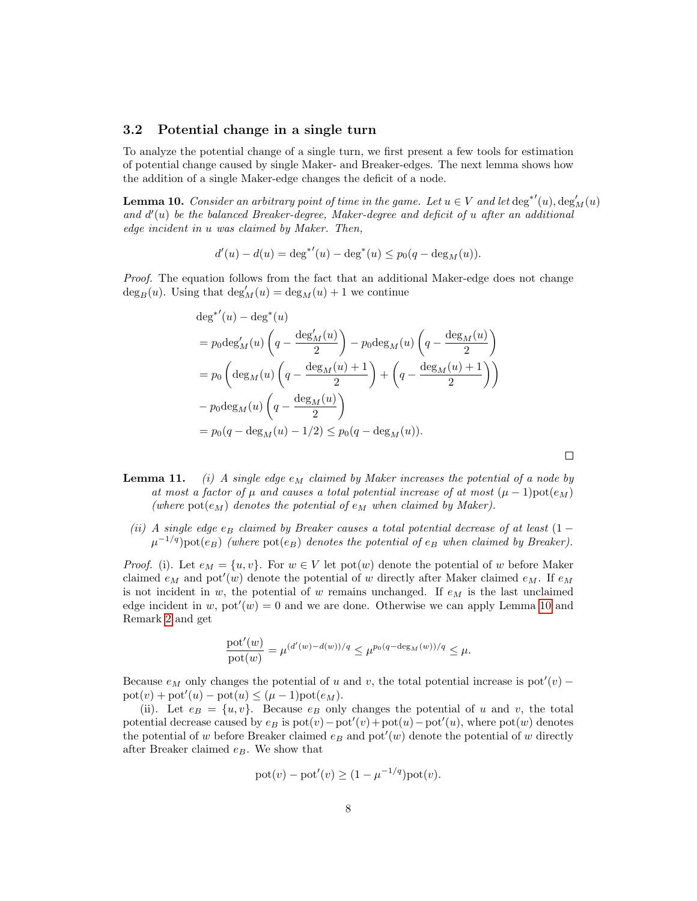## 3.2 Potential change in a single turn

To analyze the potential change of a single turn, we first present a few tools for estimation of potential change caused by single Maker- and Breaker-edges. The next lemma shows how the addition of a single Maker-edge changes the deficit of a node.

**Lemma 10.** *Consider an arbitrary point of time in the game. Let $u \in V$ and let $\deg^{*\prime}(u), \deg_M'(u)$ and $d'(u)$ be the balanced Breaker-degree, Maker-degree and deficit of $u$ after an additional edge incident in $u$ was claimed by Maker. Then,*

$$d'(u) - d(u) = \deg^{*\prime}(u) - \deg^*(u) \leq p_0(q - \deg_M(u)).$$

*Proof.* The equation follows from the fact that an additional Maker-edge does not change $\deg_B(u)$. Using that $\deg_M'(u) = \deg_M(u) + 1$ we continue

$$\begin{aligned}
&\deg^{*\prime}(u) - \deg^*(u) \\
&= p_0 \deg_M'(u) \left( q - \frac{\deg_M'(u)}{2} \right) - p_0 \deg_M(u) \left( q - \frac{\deg_M(u)}{2} \right) \\
&= p_0 \left( \deg_M(u) \left( q - \frac{\deg_M(u)+1}{2} \right) + \left( q - \frac{\deg_M(u)+1}{2} \right) \right) \\
&- p_0 \deg_M(u) \left( q - \frac{\deg_M(u)}{2} \right) \\
&= p_0(q - \deg_M(u) - 1/2) \leq p_0(q - \deg_M(u)).
\end{aligned}$$

□

**Lemma 11.** *(i) A single edge $e_M$ claimed by Maker increases the potential of a node by at most a factor of $\mu$ and causes a total potential increase of at most $(\mu - 1)\text{pot}(e_M)$ (where $\text{pot}(e_M)$ denotes the potential of $e_M$ when claimed by Maker).*

*(ii) A single edge $e_B$ claimed by Breaker causes a total potential decrease of at least $(1 - \mu^{-1/q})\text{pot}(e_B)$ (where $\text{pot}(e_B)$ denotes the potential of $e_B$ when claimed by Breaker).*

*Proof.* (i). Let $e_M = \{u, v\}$. For $w \in V$ let $\text{pot}(w)$ denote the potential of $w$ before Maker claimed $e_M$ and $\text{pot}'(w)$ denote the potential of $w$ directly after Maker claimed $e_M$. If $e_M$ is not incident in $w$, the potential of $w$ remains unchanged. If $e_M$ is the last unclaimed edge incident in $w$, $\text{pot}'(w) = 0$ and we are done. Otherwise we can apply Lemma 10 and Remark 2 and get

$$\frac{\text{pot}'(w)}{\text{pot}(w)} = \mu^{(d'(w) - d(w))/q} \leq \mu^{p_0(q - \deg_M(w))/q} \leq \mu.$$

Because $e_M$ only changes the potential of $u$ and $v$, the total potential increase is $\text{pot}'(v) - \text{pot}(v) + \text{pot}'(u) - \text{pot}(u) \leq (\mu - 1)\text{pot}(e_M)$.

(ii). Let $e_B = \{u, v\}$. Because $e_B$ only changes the potential of $u$ and $v$, the total potential decrease caused by $e_B$ is $\text{pot}(v) - \text{pot}'(v) + \text{pot}(u) - \text{pot}'(u)$, where $\text{pot}(w)$ denotes the potential of $w$ before Breaker claimed $e_B$ and $\text{pot}'(w)$ denote the potential of $w$ directly after Breaker claimed $e_B$. We show that

$$\text{pot}(v) - \text{pot}'(v) \geq (1 - \mu^{-1/q})\text{pot}(v).$$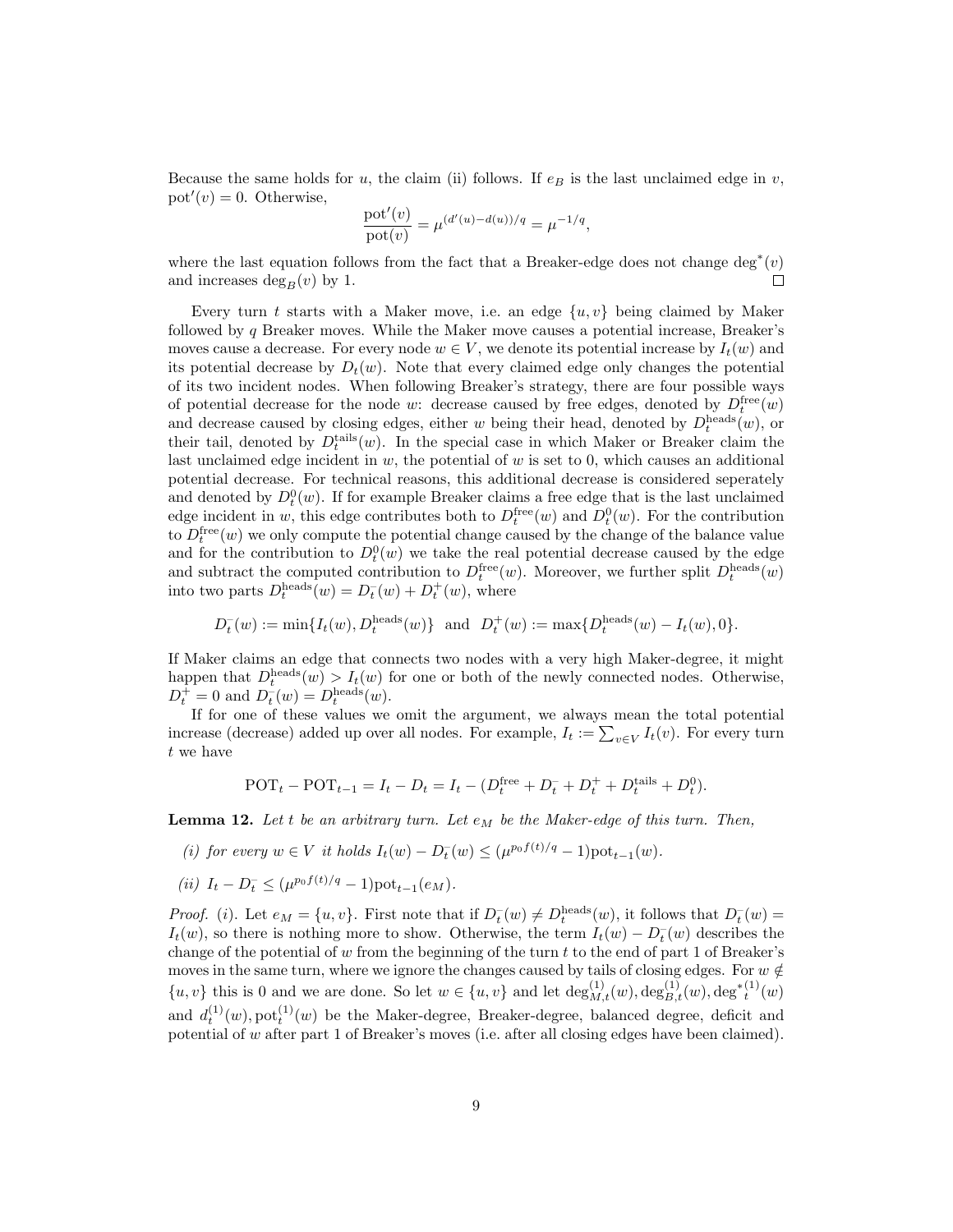Because the same holds for $u$, the claim (ii) follows. If $e_B$ is the last unclaimed edge in $v$, $\text{pot}'(v) = 0$. Otherwise,

$$\frac{\text{pot}'(v)}{\text{pot}(v)} = \mu^{(d'(u)-d(u))/q} = \mu^{-1/q},$$

where the last equation follows from the fact that a Breaker-edge does not change $\deg^*(v)$ and increases $\deg_B(v)$ by 1. □

Every turn $t$ starts with a Maker move, i.e. an edge $\{u, v\}$ being claimed by Maker followed by $q$ Breaker moves. While the Maker move causes a potential increase, Breaker's moves cause a decrease. For every node $w \in V$, we denote its potential increase by $I_t(w)$ and its potential decrease by $D_t(w)$. Note that every claimed edge only changes the potential of its two incident nodes. When following Breaker's strategy, there are four possible ways of potential decrease for the node $w$: decrease caused by free edges, denoted by $D_t^{\text{free}}(w)$ and decrease caused by closing edges, either $w$ being their head, denoted by $D_t^{\text{heads}}(w)$, or their tail, denoted by $D_t^{\text{tails}}(w)$. In the special case in which Maker or Breaker claim the last unclaimed edge incident in $w$, the potential of $w$ is set to 0, which causes an additional potential decrease. For technical reasons, this additional decrease is considered seperately and denoted by $D_t^0(w)$. If for example Breaker claims a free edge that is the last unclaimed edge incident in $w$, this edge contributes both to $D_t^{\text{free}}(w)$ and $D_t^0(w)$. For the contribution to $D_t^{\text{free}}(w)$ we only compute the potential change caused by the change of the balance value and for the contribution to $D_t^0(w)$ we take the real potential decrease caused by the edge and subtract the computed contribution to $D_t^{\text{free}}(w)$. Moreover, we further split $D_t^{\text{heads}}(w)$ into two parts $D_t^{\text{heads}}(w) = D_t^-(w) + D_t^+(w)$, where

$$D_t^-(w) := \min\{I_t(w), D_t^{\text{heads}}(w)\} \text{ and } D_t^+(w) := \max\{D_t^{\text{heads}}(w) - I_t(w), 0\}.$$

If Maker claims an edge that connects two nodes with a very high Maker-degree, it might happen that $D_t^{\text{heads}}(w) > I_t(w)$ for one or both of the newly connected nodes. Otherwise, $D_t^+ = 0$ and $D_t^-(w) = D_t^{\text{heads}}(w)$.

If for one of these values we omit the argument, we always mean the total potential increase (decrease) added up over all nodes. For example, $I_t := \sum_{v \in V} I_t(v)$. For every turn $t$ we have

$$\text{POT}_t - \text{POT}_{t-1} = I_t - D_t = I_t - (D_t^{\text{free}} + D_t^- + D_t^+ + D_t^{\text{tails}} + D_t^0).$$

**Lemma 12.** *Let $t$ be an arbitrary turn. Let $e_M$ be the Maker-edge of this turn. Then,*

*(i) for every $w \in V$ it holds $I_t(w) - D_t^-(w) \leq (\mu^{p_0 f(t)/q} - 1)\text{pot}_{t-1}(w)$.*

*(ii) $I_t - D_t^- \leq (\mu^{p_0 f(t)/q} - 1)\text{pot}_{t-1}(e_M)$.*

*Proof.* (i). Let $e_M = \{u, v\}$. First note that if $D_t^-(w) \neq D_t^{\text{heads}}(w)$, it follows that $D_t^-(w) = I_t(w)$, so there is nothing more to show. Otherwise, the term $I_t(w) - D_t^-(w)$ describes the change of the potential of $w$ from the beginning of the turn $t$ to the end of part 1 of Breaker's moves in the same turn, where we ignore the changes caused by tails of closing edges. For $w \notin \{u, v\}$ this is 0 and we are done. So let $w \in \{u, v\}$ and let $\deg_{M,t}^{(1)}(w), \deg_{B,t}^{(1)}(w), {\deg^*}_t^{(1)}(w)$ and $d_t^{(1)}(w), \text{pot}_t^{(1)}(w)$ be the Maker-degree, Breaker-degree, balanced degree, deficit and potential of $w$ after part 1 of Breaker's moves (i.e. after all closing edges have been claimed).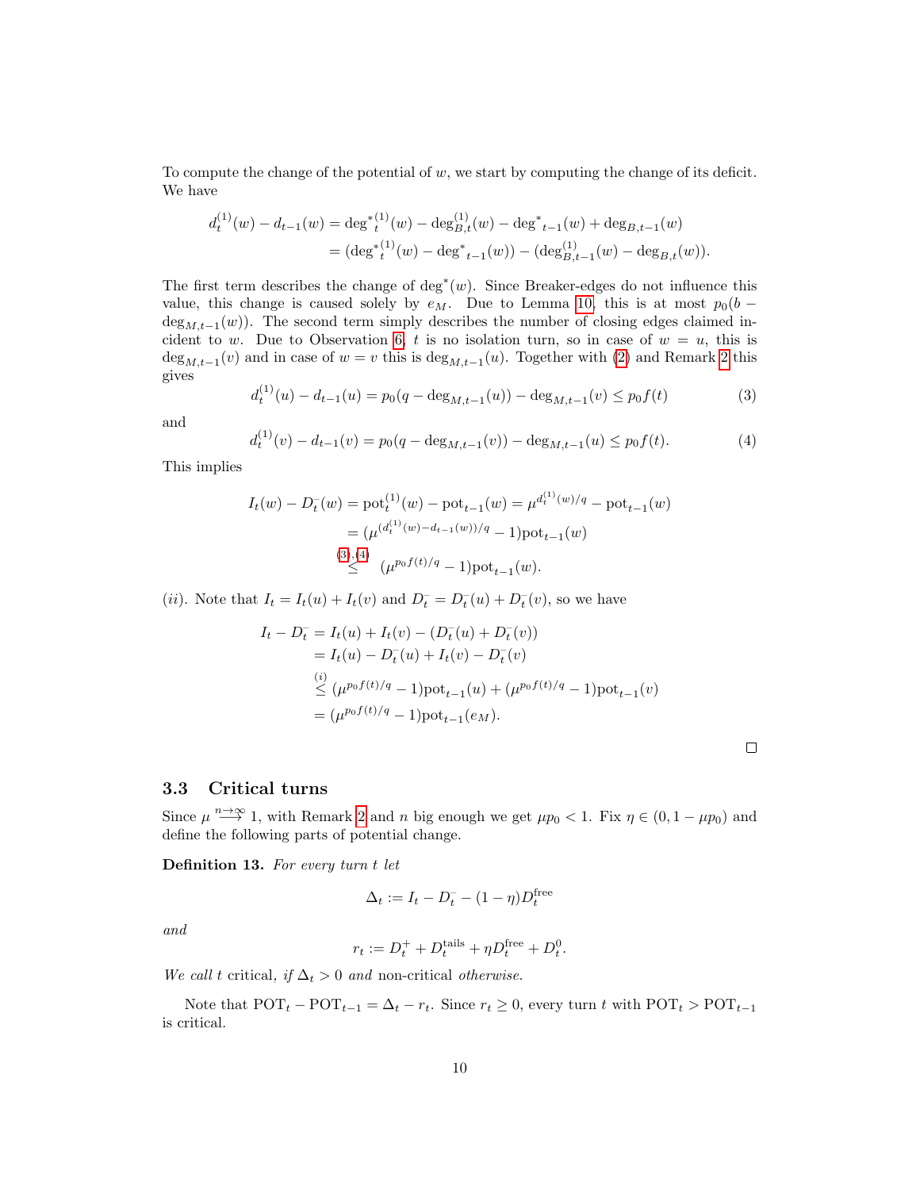To compute the change of the potential of $w$, we start by computing the change of its deficit. We have

$$\begin{aligned}
d_t^{(1)}(w) - d_{t-1}(w) &= {\deg^*}_t^{(1)}(w) - \deg_{B,t}^{(1)}(w) - {\deg^*}_{t-1}(w) + \deg_{B,t-1}(w) \\
&= ({\deg^*}_t^{(1)}(w) - {\deg^*}_{t-1}(w)) - (\deg_{B,t-1}^{(1)}(w) - \deg_{B,t}(w)).
\end{aligned}$$

The first term describes the change of $\deg^*(w)$. Since Breaker-edges do not influence this value, this change is caused solely by $e_M$. Due to Lemma 10, this is at most $p_0(b - \deg_{M,t-1}(w))$. The second term simply describes the number of closing edges claimed incident to $w$. Due to Observation 6, $t$ is no isolation turn, so in case of $w = u$, this is $\deg_{M,t-1}(v)$ and in case of $w = v$ this is $\deg_{M,t-1}(u)$. Together with (2) and Remark 2 this gives

$$d_t^{(1)}(u) - d_{t-1}(u) = p_0(q - \deg_{M,t-1}(u)) - \deg_{M,t-1}(v) \leq p_0 f(t) \tag{3}$$

and

$$d_t^{(1)}(v) - d_{t-1}(v) = p_0(q - \deg_{M,t-1}(v)) - \deg_{M,t-1}(u) \leq p_0 f(t). \tag{4}$$

This implies

$$\begin{aligned}
I_t(w) - D_t^-(w) = \text{pot}_t^{(1)}(w) - \text{pot}_{t-1}(w) &= \mu^{d_t^{(1)}(w)/q} - \text{pot}_{t-1}(w) \\
&= (\mu^{(d_t^{(1)}(w) - d_{t-1}(w))/q} - 1)\text{pot}_{t-1}(w) \\
&\overset{(3),(4)}{\leq} (\mu^{p_0 f(t)/q} - 1)\text{pot}_{t-1}(w).
\end{aligned}$$

$(ii)$. Note that $I_t = I_t(u) + I_t(v)$ and $D_t^- = D_t^-(u) + D_t^-(v)$, so we have

$$\begin{aligned}
I_t - D_t^- &= I_t(u) + I_t(v) - (D_t^-(u) + D_t^-(v)) \\
&= I_t(u) - D_t^-(u) + I_t(v) - D_t^-(v) \\
&\overset{(i)}{\leq} (\mu^{p_0 f(t)/q} - 1)\text{pot}_{t-1}(u) + (\mu^{p_0 f(t)/q} - 1)\text{pot}_{t-1}(v) \\
&= (\mu^{p_0 f(t)/q} - 1)\text{pot}_{t-1}(e_M).
\end{aligned}$$

□

### 3.3 Critical turns

Since $\mu \overset{n\to\infty}{\longrightarrow} 1$, with Remark 2 and $n$ big enough we get $\mu p_0 < 1$. Fix $\eta \in (0, 1 - \mu p_0)$ and define the following parts of potential change.

**Definition 13.** *For every turn $t$ let*

$$\Delta_t := I_t - D_t^- - (1 - \eta)D_t^{\text{free}}$$

*and*

$$r_t := D_t^+ + D_t^{\text{tails}} + \eta D_t^{\text{free}} + D_t^0.$$

*We call $t$* critical, *if $\Delta_t > 0$ and* non-critical *otherwise.*

Note that $\text{POT}_t - \text{POT}_{t-1} = \Delta_t - r_t$. Since $r_t \geq 0$, every turn $t$ with $\text{POT}_t > \text{POT}_{t-1}$ is critical.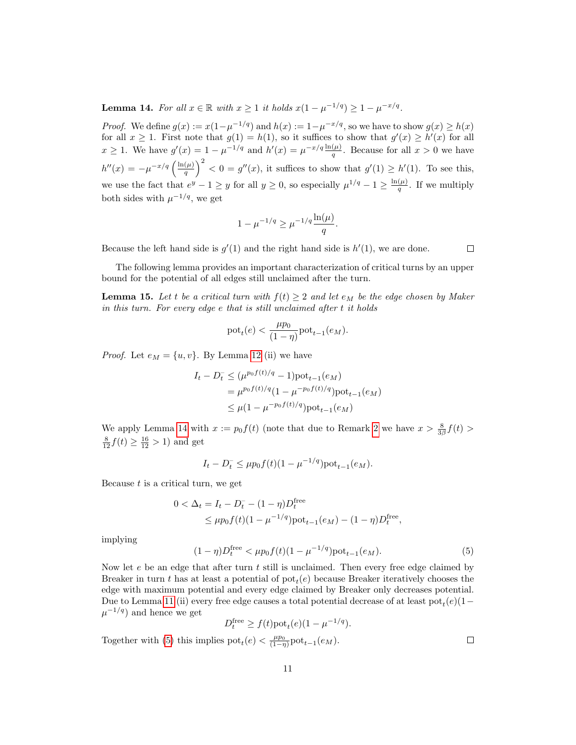**Lemma 14.** *For all $x \in \mathbb{R}$ with $x \geq 1$ it holds $x(1 - \mu^{-1/q}) \geq 1 - \mu^{-x/q}$.*

*Proof.* We define $g(x) := x(1-\mu^{-1/q})$ and $h(x) := 1-\mu^{-x/q}$, so we have to show $g(x) \geq h(x)$ for all $x \geq 1$. First note that $g(1) = h(1)$, so it suffices to show that $g'(x) \geq h'(x)$ for all $x \geq 1$. We have $g'(x) = 1 - \mu^{-1/q}$ and $h'(x) = \mu^{-x/q}\frac{\ln(\mu)}{q}$. Because for all $x > 0$ we have $h''(x) = -\mu^{-x/q}\left(\frac{\ln(\mu)}{q}\right)^2 < 0 = g''(x)$, it suffices to show that $g'(1) \geq h'(1)$. To see this, we use the fact that $e^y - 1 \geq y$ for all $y \geq 0$, so especially $\mu^{1/q} - 1 \geq \frac{\ln(\mu)}{q}$. If we multiply both sides with $\mu^{-1/q}$, we get

$$1 - \mu^{-1/q} \geq \mu^{-1/q}\frac{\ln(\mu)}{q}.$$

Because the left hand side is $g'(1)$ and the right hand side is $h'(1)$, we are done. □

The following lemma provides an important characterization of critical turns by an upper bound for the potential of all edges still unclaimed after the turn.

**Lemma 15.** *Let $t$ be a critical turn with $f(t) \geq 2$ and let $e_M$ be the edge chosen by Maker in this turn. For every edge $e$ that is still unclaimed after $t$ it holds*

$$\text{pot}_t(e) < \frac{\mu p_0}{(1-\eta)}\text{pot}_{t-1}(e_M).$$

*Proof.* Let $e_M = \{u, v\}$. By Lemma 12 (ii) we have

$$\begin{aligned}
I_t - D_t^- &\leq (\mu^{p_0 f(t)/q} - 1)\text{pot}_{t-1}(e_M) \\
&= \mu^{p_0 f(t)/q}(1 - \mu^{-p_0 f(t)/q})\text{pot}_{t-1}(e_M) \\
&\leq \mu(1 - \mu^{-p_0 f(t)/q})\text{pot}_{t-1}(e_M)
\end{aligned}$$

We apply Lemma 14 with $x := p_0 f(t)$ (note that due to Remark 2 we have $x > \frac{8}{3\beta}f(t) > \frac{8}{12}f(t) \geq \frac{16}{12} > 1$) and get

$$I_t - D_t^- \leq \mu p_0 f(t)(1 - \mu^{-1/q})\text{pot}_{t-1}(e_M).$$

Because $t$ is a critical turn, we get

$$\begin{aligned}
0 < \Delta_t &= I_t - D_t^- - (1-\eta)D_t^{\text{free}} \\
&\leq \mu p_0 f(t)(1 - \mu^{-1/q})\text{pot}_{t-1}(e_M) - (1-\eta)D_t^{\text{free}},
\end{aligned}$$

implying

$$(1-\eta)D_t^{\text{free}} < \mu p_0 f(t)(1 - \mu^{-1/q})\text{pot}_{t-1}(e_M). \tag{5}$$

Now let $e$ be an edge that after turn $t$ still is unclaimed. Then every free edge claimed by Breaker in turn $t$ has at least a potential of $\text{pot}_t(e)$ because Breaker iteratively chooses the edge with maximum potential and every edge claimed by Breaker only decreases potential. Due to Lemma 11 (ii) every free edge causes a total potential decrease of at least $\text{pot}_t(e)(1 - \mu^{-1/q})$ and hence we get

$$D_t^{\text{free}} \geq f(t)\text{pot}_t(e)(1 - \mu^{-1/q}).$$

Together with (5) this implies $\text{pot}_t(e) < \frac{\mu p_0}{(1-\eta)}\text{pot}_{t-1}(e_M)$. □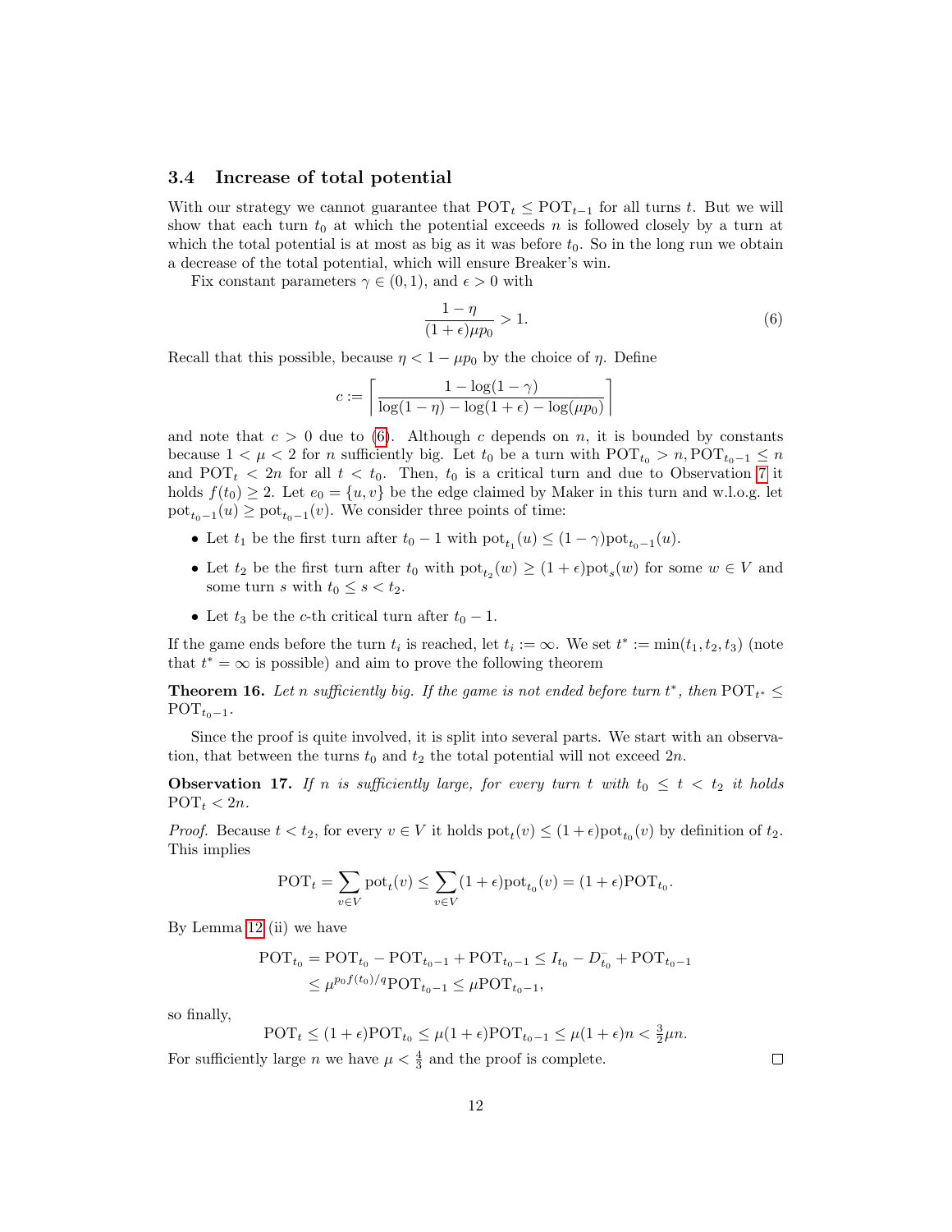### 3.4 Increase of total potential

With our strategy we cannot guarantee that $\mathrm{POT}_t \leq \mathrm{POT}_{t-1}$ for all turns $t$. But we will show that each turn $t_0$ at which the potential exceeds $n$ is followed closely by a turn at which the total potential is at most as big as it was before $t_0$. So in the long run we obtain a decrease of the total potential, which will ensure Breaker's win.

Fix constant parameters $\gamma \in (0, 1)$, and $\epsilon > 0$ with

$$\frac{1-\eta}{(1+\epsilon)\mu p_0} > 1. \tag{6}$$

Recall that this possible, because $\eta < 1 - \mu p_0$ by the choice of $\eta$. Define

$$c := \left\lceil \frac{1 - \log(1-\gamma)}{\log(1-\eta) - \log(1+\epsilon) - \log(\mu p_0)} \right\rceil$$

and note that $c > 0$ due to (6). Although $c$ depends on $n$, it is bounded by constants because $1 < \mu < 2$ for $n$ sufficiently big. Let $t_0$ be a turn with $\mathrm{POT}_{t_0} > n, \mathrm{POT}_{t_0-1} \leq n$ and $\mathrm{POT}_t < 2n$ for all $t < t_0$. Then, $t_0$ is a critical turn and due to Observation 7 it holds $f(t_0) \geq 2$. Let $e_0 = \{u, v\}$ be the edge claimed by Maker in this turn and w.l.o.g. let $\mathrm{pot}_{t_0-1}(u) \geq \mathrm{pot}_{t_0-1}(v)$. We consider three points of time:

- Let $t_1$ be the first turn after $t_0 - 1$ with $\mathrm{pot}_{t_1}(u) \leq (1-\gamma)\mathrm{pot}_{t_0-1}(u)$.
- Let $t_2$ be the first turn after $t_0$ with $\mathrm{pot}_{t_2}(w) \geq (1+\epsilon)\mathrm{pot}_s(w)$ for some $w \in V$ and some turn $s$ with $t_0 \leq s < t_2$.
- Let $t_3$ be the $c$-th critical turn after $t_0 - 1$.

If the game ends before the turn $t_i$ is reached, let $t_i := \infty$. We set $t^* := \min(t_1, t_2, t_3)$ (note that $t^* = \infty$ is possible) and aim to prove the following theorem

**Theorem 16.** *Let $n$ sufficiently big. If the game is not ended before turn $t^*$, then $\mathrm{POT}_{t^*} \leq \mathrm{POT}_{t_0-1}$.*

Since the proof is quite involved, it is split into several parts. We start with an observation, that between the turns $t_0$ and $t_2$ the total potential will not exceed $2n$.

**Observation 17.** *If $n$ is sufficiently large, for every turn $t$ with $t_0 \leq t < t_2$ it holds $\mathrm{POT}_t < 2n$.*

*Proof.* Because $t < t_2$, for every $v \in V$ it holds $\mathrm{pot}_t(v) \leq (1+\epsilon)\mathrm{pot}_{t_0}(v)$ by definition of $t_2$. This implies

$$\mathrm{POT}_t = \sum_{v \in V} \mathrm{pot}_t(v) \leq \sum_{v \in V} (1+\epsilon)\mathrm{pot}_{t_0}(v) = (1+\epsilon)\mathrm{POT}_{t_0}.$$

By Lemma 12 (ii) we have

$$\begin{aligned}
\mathrm{POT}_{t_0} &= \mathrm{POT}_{t_0} - \mathrm{POT}_{t_0-1} + \mathrm{POT}_{t_0-1} \leq I_{t_0} - D^{-}_{t_0} + \mathrm{POT}_{t_0-1} \\
&\leq \mu^{p_0 f(t_0)/q}\mathrm{POT}_{t_0-1} \leq \mu \mathrm{POT}_{t_0-1},
\end{aligned}$$

so finally,

$$\mathrm{POT}_t \leq (1+\epsilon)\mathrm{POT}_{t_0} \leq \mu(1+\epsilon)\mathrm{POT}_{t_0-1} \leq \mu(1+\epsilon)n < \tfrac{3}{2}\mu n.$$

For sufficiently large $n$ we have $\mu < \frac{4}{3}$ and the proof is complete. $\square$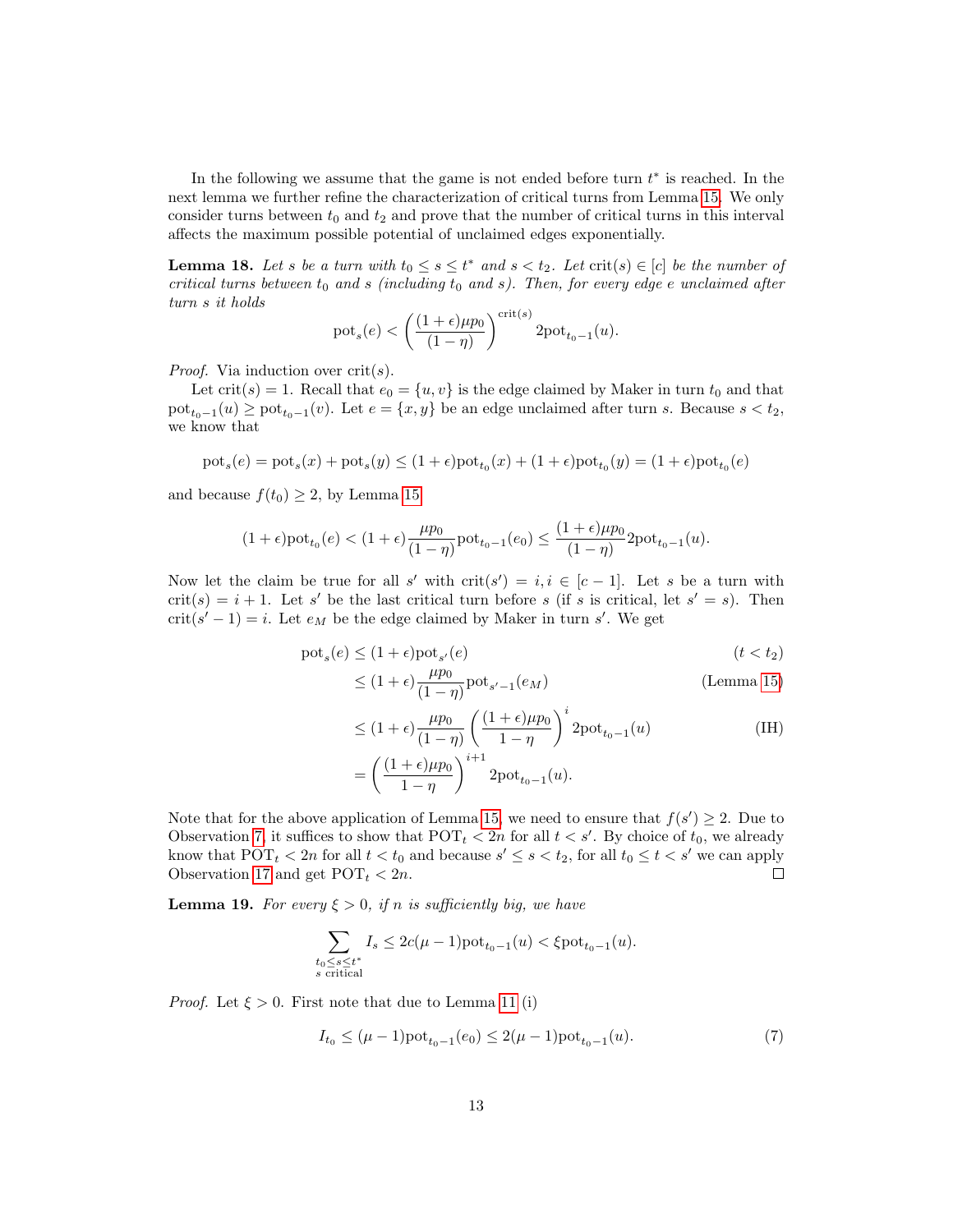In the following we assume that the game is not ended before turn $t^*$ is reached. In the next lemma we further refine the characterization of critical turns from Lemma 15. We only consider turns between $t_0$ and $t_2$ and prove that the number of critical turns in this interval affects the maximum possible potential of unclaimed edges exponentially.

**Lemma 18.** *Let $s$ be a turn with $t_0 \leq s \leq t^*$ and $s < t_2$. Let $\mathrm{crit}(s) \in [c]$ be the number of critical turns between $t_0$ and $s$ (including $t_0$ and $s$). Then, for every edge $e$ unclaimed after turn $s$ it holds*

$$\mathrm{pot}_s(e) < \left(\frac{(1+\epsilon)\mu p_0}{(1-\eta)}\right)^{\mathrm{crit}(s)} 2\mathrm{pot}_{t_0-1}(u).$$

*Proof.* Via induction over $\mathrm{crit}(s)$.

Let $\mathrm{crit}(s) = 1$. Recall that $e_0 = \{u, v\}$ is the edge claimed by Maker in turn $t_0$ and that $\mathrm{pot}_{t_0-1}(u) \geq \mathrm{pot}_{t_0-1}(v)$. Let $e = \{x, y\}$ be an edge unclaimed after turn $s$. Because $s < t_2$, we know that

$$\mathrm{pot}_s(e) = \mathrm{pot}_s(x) + \mathrm{pot}_s(y) \leq (1+\epsilon)\mathrm{pot}_{t_0}(x) + (1+\epsilon)\mathrm{pot}_{t_0}(y) = (1+\epsilon)\mathrm{pot}_{t_0}(e)$$

and because $f(t_0) \geq 2$, by Lemma 15

$$(1+\epsilon)\mathrm{pot}_{t_0}(e) < (1+\epsilon)\frac{\mu p_0}{(1-\eta)}\mathrm{pot}_{t_0-1}(e_0) \leq \frac{(1+\epsilon)\mu p_0}{(1-\eta)} 2\mathrm{pot}_{t_0-1}(u).$$

Now let the claim be true for all $s'$ with $\mathrm{crit}(s') = i, i \in [c-1]$. Let $s$ be a turn with $\mathrm{crit}(s) = i+1$. Let $s'$ be the last critical turn before $s$ (if $s$ is critical, let $s' = s$). Then $\mathrm{crit}(s'-1) = i$. Let $e_M$ be the edge claimed by Maker in turn $s'$. We get

$$\begin{aligned}
\mathrm{pot}_s(e) &\leq (1+\epsilon)\mathrm{pot}_{s'}(e) && (t < t_2)\\
&\leq (1+\epsilon)\frac{\mu p_0}{(1-\eta)}\mathrm{pot}_{s'-1}(e_M) && \text{(Lemma 15)}\\
&\leq (1+\epsilon)\frac{\mu p_0}{(1-\eta)}\left(\frac{(1+\epsilon)\mu p_0}{1-\eta}\right)^i 2\mathrm{pot}_{t_0-1}(u) && \text{(IH)}\\
&= \left(\frac{(1+\epsilon)\mu p_0}{1-\eta}\right)^{i+1} 2\mathrm{pot}_{t_0-1}(u).
\end{aligned}$$

Note that for the above application of Lemma 15, we need to ensure that $f(s') \geq 2$. Due to Observation 7, it suffices to show that $\mathrm{POT}_t < 2n$ for all $t < s'$. By choice of $t_0$, we already know that $\mathrm{POT}_t < 2n$ for all $t < t_0$ and because $s' \leq s < t_2$, for all $t_0 \leq t < s'$ we can apply Observation 17 and get $\mathrm{POT}_t < 2n$. $\square$

**Lemma 19.** *For every $\xi > 0$, if $n$ is sufficiently big, we have*

$$\sum_{\substack{t_0 \leq s \leq t^* \\ s \text{ critical}}} I_s \leq 2c(\mu - 1)\mathrm{pot}_{t_0-1}(u) < \xi \mathrm{pot}_{t_0-1}(u).$$

*Proof.* Let $\xi > 0$. First note that due to Lemma 11 (i)

$$I_{t_0} \leq (\mu - 1)\mathrm{pot}_{t_0-1}(e_0) \leq 2(\mu - 1)\mathrm{pot}_{t_0-1}(u). \tag{7}$$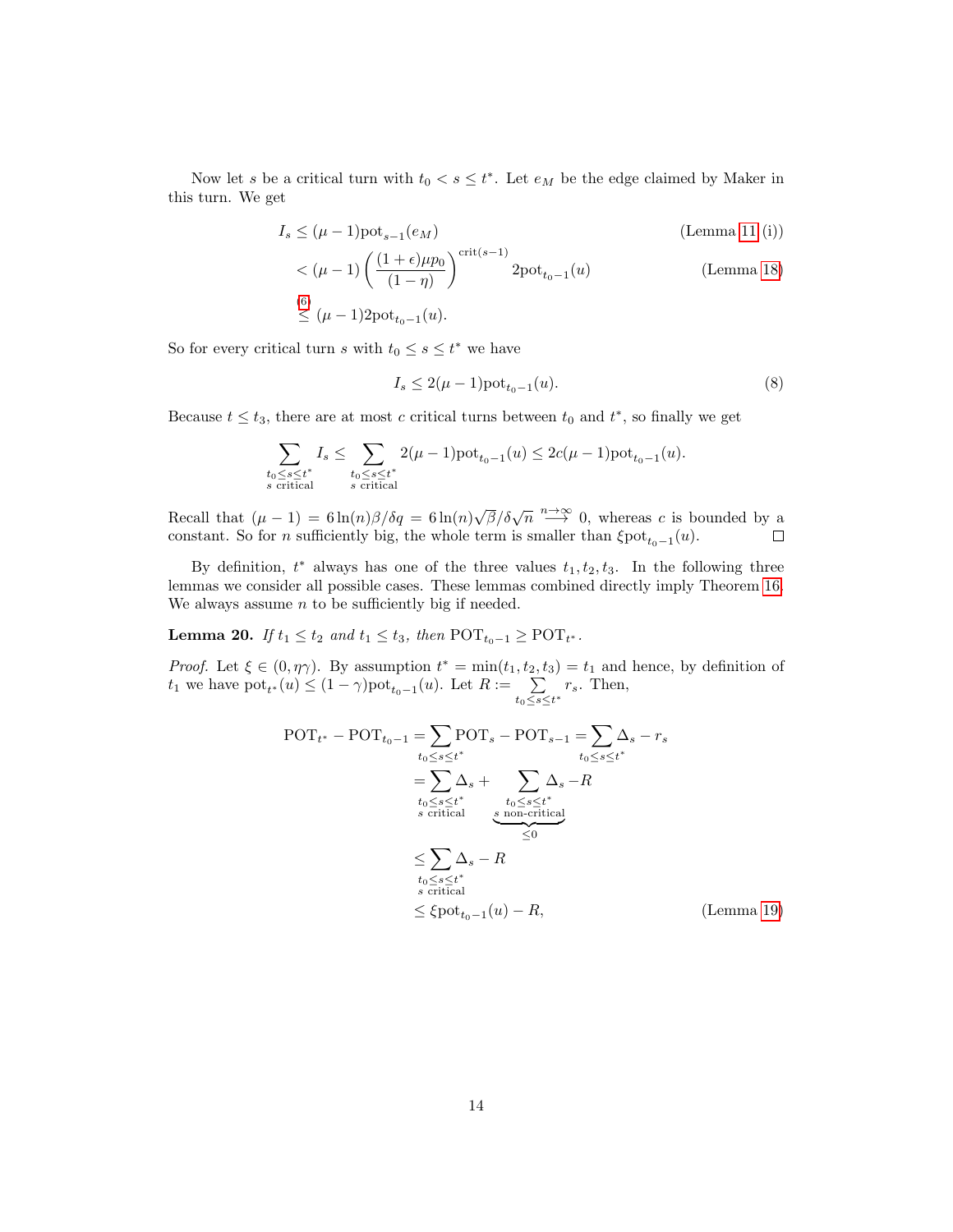Now let $s$ be a critical turn with $t_0 < s \leq t^*$. Let $e_M$ be the edge claimed by Maker in this turn. We get

$$
\begin{aligned}
I_s &\leq (\mu - 1)\mathrm{pot}_{s-1}(e_M) && \text{(Lemma 11 (i))}\\
&< (\mu - 1)\left(\frac{(1+\epsilon)\mu p_0}{(1-\eta)}\right)^{\mathrm{crit}(s-1)} 2\mathrm{pot}_{t_0-1}(u) && \text{(Lemma 18)}\\
&\overset{(6)}{\leq} (\mu - 1)2\mathrm{pot}_{t_0-1}(u).
\end{aligned}
$$

So for every critical turn $s$ with $t_0 \leq s \leq t^*$ we have

$$
I_s \leq 2(\mu - 1)\mathrm{pot}_{t_0-1}(u). \tag{8}
$$

Because $t \leq t_3$, there are at most $c$ critical turns between $t_0$ and $t^*$, so finally we get

$$
\sum_{\substack{t_0 \leq s \leq t^* \\ s \text{ critical}}} I_s \leq \sum_{\substack{t_0 \leq s \leq t^* \\ s \text{ critical}}} 2(\mu - 1)\mathrm{pot}_{t_0-1}(u) \leq 2c(\mu - 1)\mathrm{pot}_{t_0-1}(u).
$$

Recall that $(\mu - 1) = 6\ln(n)\beta/\delta q = 6\ln(n)\sqrt{\beta}/\delta\sqrt{n} \overset{n\to\infty}{\longrightarrow} 0$, whereas $c$ is bounded by a constant. So for $n$ sufficiently big, the whole term is smaller than $\xi\mathrm{pot}_{t_0-1}(u)$. ∎

By definition, $t^*$ always has one of the three values $t_1, t_2, t_3$. In the following three lemmas we consider all possible cases. These lemmas combined directly imply Theorem 16. We always assume $n$ to be sufficiently big if needed.

**Lemma 20.** *If $t_1 \leq t_2$ and $t_1 \leq t_3$, then $\mathrm{POT}_{t_0-1} \geq \mathrm{POT}_{t^*}$.*

*Proof.* Let $\xi \in (0, \eta\gamma)$. By assumption $t^* = \min(t_1, t_2, t_3) = t_1$ and hence, by definition of $t_1$ we have $\mathrm{pot}_{t^*}(u) \leq (1-\gamma)\mathrm{pot}_{t_0-1}(u)$. Let $R := \sum_{t_0 \leq s \leq t^*} r_s$. Then,

$$
\begin{aligned}
\mathrm{POT}_{t^*} - \mathrm{POT}_{t_0-1} &= \sum_{t_0 \leq s \leq t^*} \mathrm{POT}_s - \mathrm{POT}_{s-1} = \sum_{t_0 \leq s \leq t^*} \Delta_s - r_s\\
&= \sum_{\substack{t_0 \leq s \leq t^* \\ s \text{ critical}}} \Delta_s + \underbrace{\sum_{\substack{t_0 \leq s \leq t^* \\ s \text{ non-critical}}} \Delta_s}_{\leq 0} - R\\
&\leq \sum_{\substack{t_0 \leq s \leq t^* \\ s \text{ critical}}} \Delta_s - R\\
&\leq \xi\mathrm{pot}_{t_0-1}(u) - R, && \text{(Lemma 19)}
\end{aligned}
$$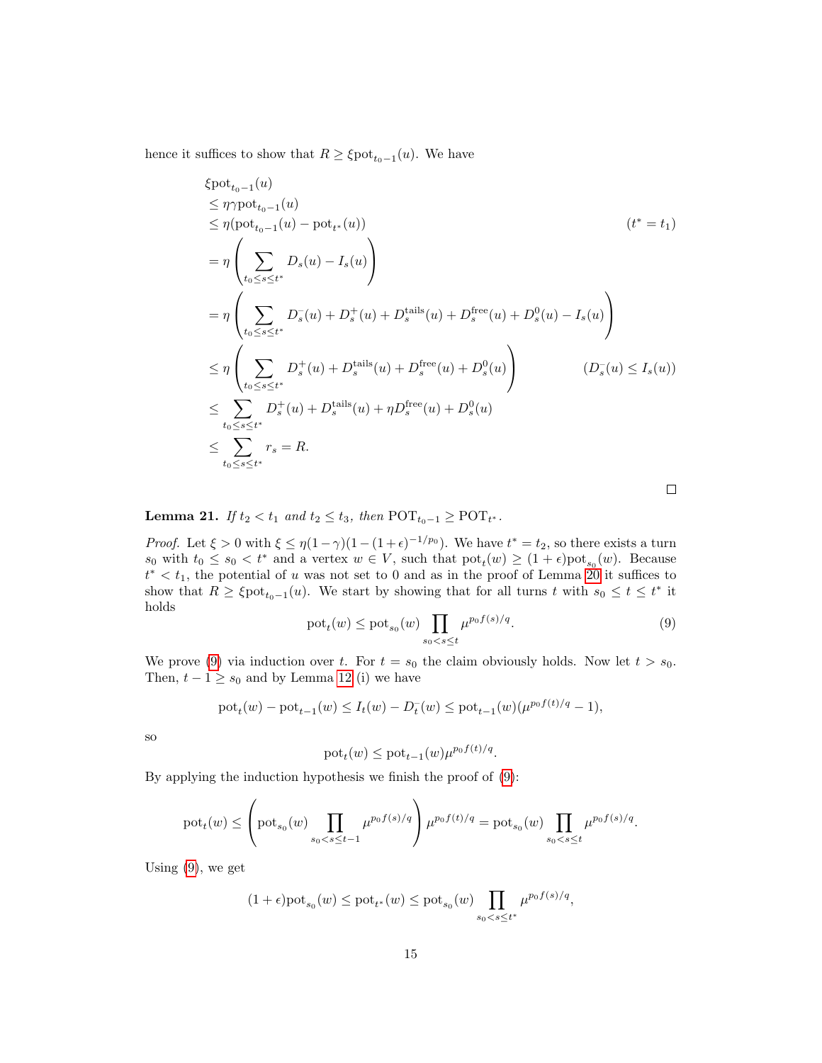hence it suffices to show that $R \geq \xi \mathrm{pot}_{t_0-1}(u)$. We have

$$
\begin{aligned}
&\xi \mathrm{pot}_{t_0-1}(u) \\
&\leq \eta\gamma \mathrm{pot}_{t_0-1}(u) \\
&\leq \eta(\mathrm{pot}_{t_0-1}(u) - \mathrm{pot}_{t^*}(u)) && (t^* = t_1) \\
&= \eta \left( \sum_{t_0 \leq s \leq t^*} D_s(u) - I_s(u) \right) \\
&= \eta \left( \sum_{t_0 \leq s \leq t^*} D_s^-(u) + D_s^+(u) + D_s^{\mathrm{tails}}(u) + D_s^{\mathrm{free}}(u) + D_s^0(u) - I_s(u) \right) \\
&\leq \eta \left( \sum_{t_0 \leq s \leq t^*} D_s^+(u) + D_s^{\mathrm{tails}}(u) + D_s^{\mathrm{free}}(u) + D_s^0(u) \right) && (D_s^-(u) \leq I_s(u)) \\
&\leq \sum_{t_0 \leq s \leq t^*} D_s^+(u) + D_s^{\mathrm{tails}}(u) + \eta D_s^{\mathrm{free}}(u) + D_s^0(u) \\
&\leq \sum_{t_0 \leq s \leq t^*} r_s = R.
\end{aligned}
$$

□

**Lemma 21.** *If $t_2 < t_1$ and $t_2 \leq t_3$, then $\mathrm{POT}_{t_0-1} \geq \mathrm{POT}_{t^*}$.*

*Proof.* Let $\xi > 0$ with $\xi \leq \eta(1-\gamma)(1-(1+\epsilon)^{-1/p_0})$. We have $t^* = t_2$, so there exists a turn $s_0$ with $t_0 \leq s_0 < t^*$ and a vertex $w \in V$, such that $\mathrm{pot}_t(w) \geq (1+\epsilon)\mathrm{pot}_{s_0}(w)$. Because $t^* < t_1$, the potential of $u$ was not set to 0 and as in the proof of Lemma 20 it suffices to show that $R \geq \xi \mathrm{pot}_{t_0-1}(u)$. We start by showing that for all turns $t$ with $s_0 \leq t \leq t^*$ it holds

$$
\mathrm{pot}_t(w) \leq \mathrm{pot}_{s_0}(w) \prod_{s_0 < s \leq t} \mu^{p_0 f(s)/q}. \tag{9}
$$

We prove (9) via induction over $t$. For $t = s_0$ the claim obviously holds. Now let $t > s_0$. Then, $t-1 \geq s_0$ and by Lemma 12 (i) we have

$$
\mathrm{pot}_t(w) - \mathrm{pot}_{t-1}(w) \leq I_t(w) - D_t^-(w) \leq \mathrm{pot}_{t-1}(w)(\mu^{p_0 f(t)/q} - 1),
$$

so

$$
\mathrm{pot}_t(w) \leq \mathrm{pot}_{t-1}(w)\mu^{p_0 f(t)/q}.
$$

By applying the induction hypothesis we finish the proof of (9):

$$
\mathrm{pot}_t(w) \leq \left( \mathrm{pot}_{s_0}(w) \prod_{s_0 < s \leq t-1} \mu^{p_0 f(s)/q} \right) \mu^{p_0 f(t)/q} = \mathrm{pot}_{s_0}(w) \prod_{s_0 < s \leq t} \mu^{p_0 f(s)/q}.
$$

Using (9), we get

$$
(1+\epsilon)\mathrm{pot}_{s_0}(w) \leq \mathrm{pot}_{t^*}(w) \leq \mathrm{pot}_{s_0}(w) \prod_{s_0 < s \leq t^*} \mu^{p_0 f(s)/q},
$$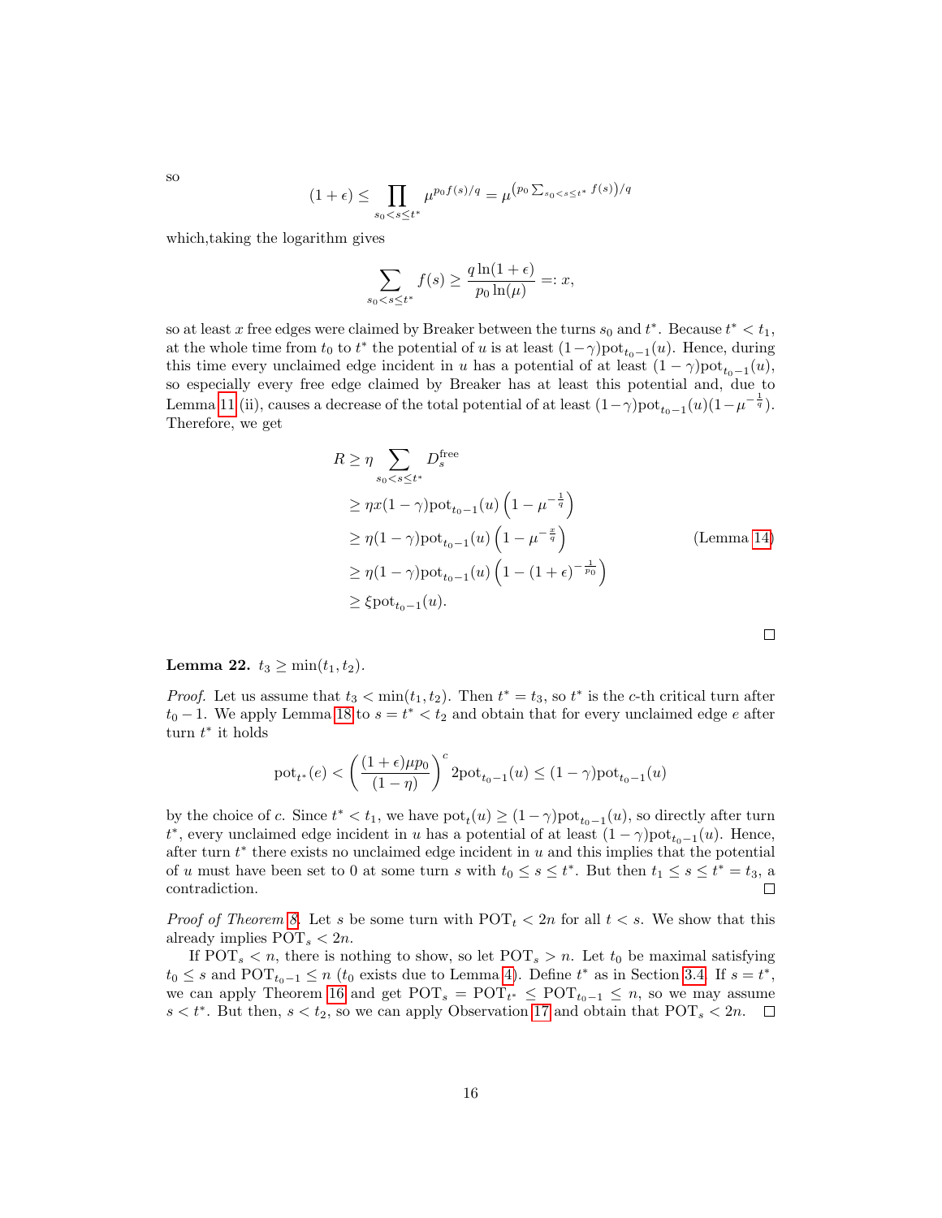so

$$(1+\epsilon) \leq \prod_{s_0 < s \leq t^*} \mu^{p_0 f(s)/q} = \mu^{\left(p_0 \sum_{s_0 < s \leq t^*} f(s)\right)/q}$$

which,taking the logarithm gives

$$\sum_{s_0 < s \leq t^*} f(s) \geq \frac{q \ln(1+\epsilon)}{p_0 \ln(\mu)} =: x,$$

so at least $x$ free edges were claimed by Breaker between the turns $s_0$ and $t^*$. Because $t^* < t_1$, at the whole time from $t_0$ to $t^*$ the potential of $u$ is at least $(1-\gamma)\text{pot}_{t_0-1}(u)$. Hence, during this time every unclaimed edge incident in $u$ has a potential of at least $(1-\gamma)\text{pot}_{t_0-1}(u)$, so especially every free edge claimed by Breaker has at least this potential and, due to Lemma 11 (ii), causes a decrease of the total potential of at least $(1-\gamma)\text{pot}_{t_0-1}(u)(1-\mu^{-\frac{1}{q}})$. Therefore, we get

$$\begin{aligned}
R &\geq \eta \sum_{s_0 < s \leq t^*} D_s^{\text{free}} \\
&\geq \eta x (1-\gamma)\text{pot}_{t_0-1}(u)\left(1-\mu^{-\frac{1}{q}}\right) \\
&\geq \eta (1-\gamma)\text{pot}_{t_0-1}(u)\left(1-\mu^{-\frac{x}{q}}\right) && \text{(Lemma 14)} \\
&\geq \eta (1-\gamma)\text{pot}_{t_0-1}(u)\left(1-(1+\epsilon)^{-\frac{1}{p_0}}\right) \\
&\geq \xi \text{pot}_{t_0-1}(u).
\end{aligned}$$

□

**Lemma 22.** $t_3 \geq \min(t_1, t_2)$.

*Proof.* Let us assume that $t_3 < \min(t_1, t_2)$. Then $t^* = t_3$, so $t^*$ is the $c$-th critical turn after $t_0 - 1$. We apply Lemma 18 to $s = t^* < t_2$ and obtain that for every unclaimed edge $e$ after turn $t^*$ it holds

$$\text{pot}_{t^*}(e) < \left(\frac{(1+\epsilon)\mu p_0}{(1-\eta)}\right)^c 2\text{pot}_{t_0-1}(u) \leq (1-\gamma)\text{pot}_{t_0-1}(u)$$

by the choice of $c$. Since $t^* < t_1$, we have $\text{pot}_t(u) \geq (1-\gamma)\text{pot}_{t_0-1}(u)$, so directly after turn $t^*$, every unclaimed edge incident in $u$ has a potential of at least $(1-\gamma)\text{pot}_{t_0-1}(u)$. Hence, after turn $t^*$ there exists no unclaimed edge incident in $u$ and this implies that the potential of $u$ must have been set to 0 at some turn $s$ with $t_0 \leq s \leq t^*$. But then $t_1 \leq s \leq t^* = t_3$, a contradiction. □

*Proof of Theorem 8.* Let $s$ be some turn with $\text{POT}_t < 2n$ for all $t < s$. We show that this already implies $\text{POT}_s < 2n$.

If $\text{POT}_s < n$, there is nothing to show, so let $\text{POT}_s > n$. Let $t_0$ be maximal satisfying $t_0 \leq s$ and $\text{POT}_{t_0-1} \leq n$ ($t_0$ exists due to Lemma 4). Define $t^*$ as in Section 3.4. If $s = t^*$, we can apply Theorem 16 and get $\text{POT}_s = \text{POT}_{t^*} \leq \text{POT}_{t_0-1} \leq n$, so we may assume $s < t^*$. But then, $s < t_2$, so we can apply Observation 17 and obtain that $\text{POT}_s < 2n$. □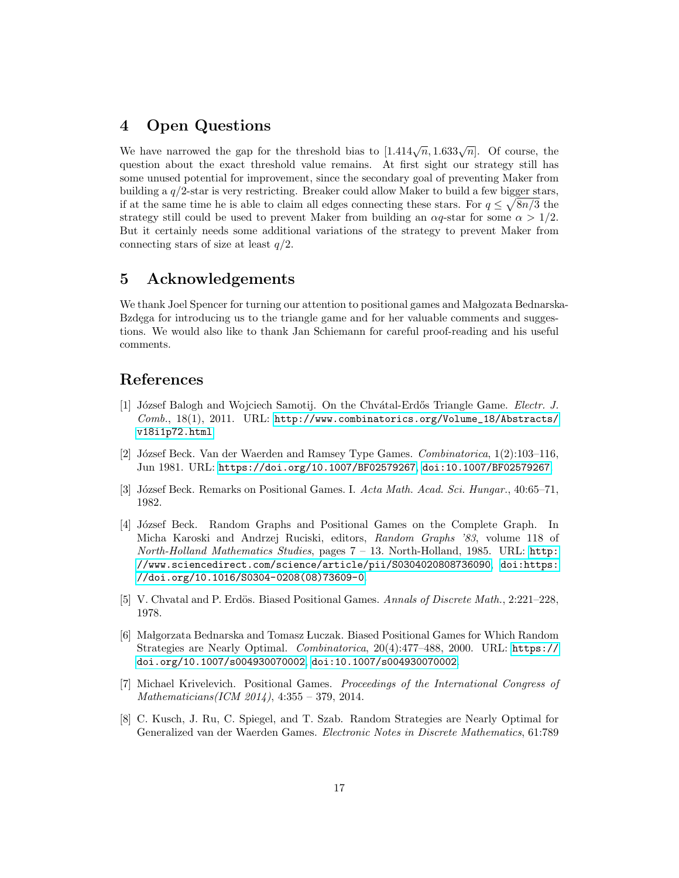## 4 Open Questions

We have narrowed the gap for the threshold bias to $[1.414\sqrt{n}, 1.633\sqrt{n}]$. Of course, the question about the exact threshold value remains. At first sight our strategy still has some unused potential for improvement, since the secondary goal of preventing Maker from building a $q/2$-star is very restricting. Breaker could allow Maker to build a few bigger stars, if at the same time he is able to claim all edges connecting these stars. For $q \leq \sqrt{8n/3}$ the strategy still could be used to prevent Maker from building an $\alpha q$-star for some $\alpha > 1/2$. But it certainly needs some additional variations of the strategy to prevent Maker from connecting stars of size at least $q/2$.

## 5 Acknowledgements

We thank Joel Spencer for turning our attention to positional games and Małgozata Bednarska-Bzdęga for introducing us to the triangle game and for her valuable comments and suggestions. We would also like to thank Jan Schiemann for careful proof-reading and his useful comments.

## References

[1] József Balogh and Wojciech Samotij. On the Chvátal-Erdős Triangle Game. *Electr. J. Comb.*, 18(1), 2011. URL: http://www.combinatorics.org/Volume_18/Abstracts/v18i1p72.html.

[2] József Beck. Van der Waerden and Ramsey Type Games. *Combinatorica*, 1(2):103–116, Jun 1981. URL: https://doi.org/10.1007/BF02579267, doi:10.1007/BF02579267.

[3] József Beck. Remarks on Positional Games. I. *Acta Math. Acad. Sci. Hungar.*, 40:65–71, 1982.

[4] József Beck. Random Graphs and Positional Games on the Complete Graph. In Micha Karoski and Andrzej Ruciski, editors, *Random Graphs '83*, volume 118 of *North-Holland Mathematics Studies*, pages 7 – 13. North-Holland, 1985. URL: http://www.sciencedirect.com/science/article/pii/S0304020808736090, doi:https://doi.org/10.1016/S0304-0208(08)73609-0.

[5] V. Chvatal and P. Erdös. Biased Positional Games. *Annals of Discrete Math.*, 2:221–228, 1978.

[6] Małgorzata Bednarska and Tomasz Łuczak. Biased Positional Games for Which Random Strategies are Nearly Optimal. *Combinatorica*, 20(4):477–488, 2000. URL: https://doi.org/10.1007/s004930070002, doi:10.1007/s004930070002.

[7] Michael Krivelevich. Positional Games. *Proceedings of the International Congress of Mathematicians(ICM 2014)*, 4:355 – 379, 2014.

[8] C. Kusch, J. Ru, C. Spiegel, and T. Szab. Random Strategies are Nearly Optimal for Generalized van der Waerden Games. *Electronic Notes in Discrete Mathematics*, 61:789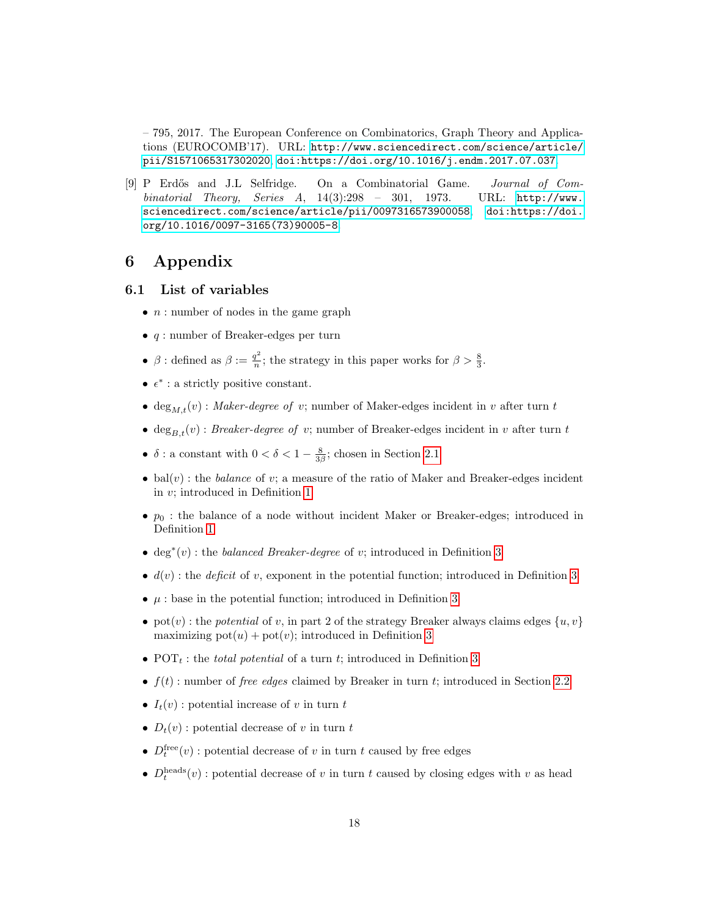– 795, 2017. The European Conference on Combinatorics, Graph Theory and Applications (EUROCOMB'17). URL: http://www.sciencedirect.com/science/article/pii/S1571065317302020, doi:https://doi.org/10.1016/j.endm.2017.07.037.

[9] P Erdős and J.L Selfridge. On a Combinatorial Game. *Journal of Combinatorial Theory, Series A*, 14(3):298 – 301, 1973. URL: http://www.sciencedirect.com/science/article/pii/0097316573900058, doi:https://doi.org/10.1016/0097-3165(73)90005-8.

# 6 Appendix

## 6.1 List of variables

- $n$ : number of nodes in the game graph
- $q$ : number of Breaker-edges per turn
- $\beta$ : defined as $\beta := \frac{q^2}{n}$; the strategy in this paper works for $\beta > \frac{8}{3}$.
- $\epsilon^*$ : a strictly positive constant.
- $\deg_{M,t}(v)$ : *Maker-degree of* $v$; number of Maker-edges incident in $v$ after turn $t$
- $\deg_{B,t}(v)$ : *Breaker-degree of* $v$; number of Breaker-edges incident in $v$ after turn $t$
- $\delta$ : a constant with $0 < \delta < 1 - \frac{8}{3\beta}$; chosen in Section 2.1
- $\mathrm{bal}(v)$ : the *balance* of $v$; a measure of the ratio of Maker and Breaker-edges incident in $v$; introduced in Definition 1
- $p_0$ : the balance of a node without incident Maker or Breaker-edges; introduced in Definition 1
- $\deg^*(v)$ : the *balanced Breaker-degree* of $v$; introduced in Definition 3
- $d(v)$ : the *deficit* of $v$, exponent in the potential function; introduced in Definition 3
- $\mu$ : base in the potential function; introduced in Definition 3
- $\mathrm{pot}(v)$ : the *potential* of $v$, in part 2 of the strategy Breaker always claims edges $\{u, v\}$ maximizing $\mathrm{pot}(u) + \mathrm{pot}(v)$; introduced in Definition 3
- $\mathrm{POT}_t$ : the *total potential* of a turn $t$; introduced in Definition 3
- $f(t)$ : number of *free edges* claimed by Breaker in turn $t$; introduced in Section 2.2
- $I_t(v)$ : potential increase of $v$ in turn $t$
- $D_t(v)$ : potential decrease of $v$ in turn $t$
- $D_t^{\mathrm{free}}(v)$ : potential decrease of $v$ in turn $t$ caused by free edges
- $D_t^{\mathrm{heads}}(v)$ : potential decrease of $v$ in turn $t$ caused by closing edges with $v$ as head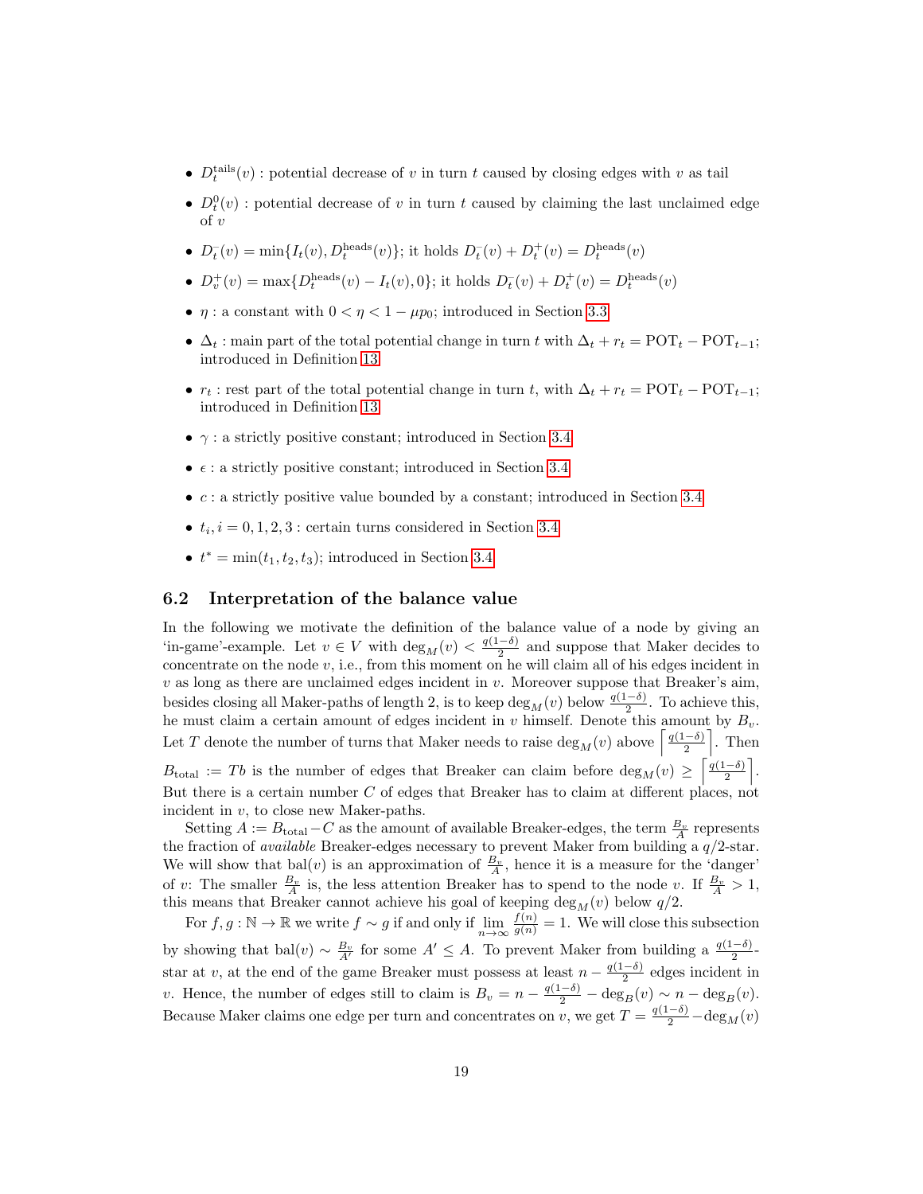- $D_t^{\text{tails}}(v)$ : potential decrease of $v$ in turn $t$ caused by closing edges with $v$ as tail
- $D_t^0(v)$ : potential decrease of $v$ in turn $t$ caused by claiming the last unclaimed edge of $v$
- $D_t^-(v) = \min\{I_t(v), D_t^{\text{heads}}(v)\}$; it holds $D_t^-(v) + D_t^+(v) = D_t^{\text{heads}}(v)$
- $D_v^+(v) = \max\{D_t^{\text{heads}}(v) - I_t(v), 0\}$; it holds $D_t^-(v) + D_t^+(v) = D_t^{\text{heads}}(v)$
- $\eta$ : a constant with $0 < \eta < 1 - \mu p_0$; introduced in Section 3.3
- $\Delta_t$ : main part of the total potential change in turn $t$ with $\Delta_t + r_t = \text{POT}_t - \text{POT}_{t-1}$; introduced in Definition 13
- $r_t$ : rest part of the total potential change in turn $t$, with $\Delta_t + r_t = \text{POT}_t - \text{POT}_{t-1}$; introduced in Definition 13
- $\gamma$ : a strictly positive constant; introduced in Section 3.4
- $\epsilon$ : a strictly positive constant; introduced in Section 3.4
- $c$ : a strictly positive value bounded by a constant; introduced in Section 3.4
- $t_i, i = 0, 1, 2, 3$ : certain turns considered in Section 3.4
- $t^* = \min(t_1, t_2, t_3)$; introduced in Section 3.4

## 6.2 Interpretation of the balance value

In the following we motivate the definition of the balance value of a node by giving an 'in-game'-example. Let $v \in V$ with $\deg_M(v) < \frac{q(1-\delta)}{2}$ and suppose that Maker decides to concentrate on the node $v$, i.e., from this moment on he will claim all of his edges incident in $v$ as long as there are unclaimed edges incident in $v$. Moreover suppose that Breaker's aim, besides closing all Maker-paths of length 2, is to keep $\deg_M(v)$ below $\frac{q(1-\delta)}{2}$. To achieve this, he must claim a certain amount of edges incident in $v$ himself. Denote this amount by $B_v$. Let $T$ denote the number of turns that Maker needs to raise $\deg_M(v)$ above $\left\lceil \frac{q(1-\delta)}{2} \right\rceil$. Then $B_{\text{total}} := Tb$ is the number of edges that Breaker can claim before $\deg_M(v) \geq \left\lceil \frac{q(1-\delta)}{2} \right\rceil$. But there is a certain number $C$ of edges that Breaker has to claim at different places, not incident in $v$, to close new Maker-paths.

Setting $A := B_{\text{total}} - C$ as the amount of available Breaker-edges, the term $\frac{B_v}{A}$ represents the fraction of *available* Breaker-edges necessary to prevent Maker from building a $q/2$-star. We will show that $\text{bal}(v)$ is an approximation of $\frac{B_v}{A}$, hence it is a measure for the 'danger' of $v$: The smaller $\frac{B_v}{A}$ is, the less attention Breaker has to spend to the node $v$. If $\frac{B_v}{A} > 1$, this means that Breaker cannot achieve his goal of keeping $\deg_M(v)$ below $q/2$.

For $f, g : \mathbb{N} \to \mathbb{R}$ we write $f \sim g$ if and only if $\lim_{n\to\infty} \frac{f(n)}{g(n)} = 1$. We will close this subsection by showing that $\text{bal}(v) \sim \frac{B_v}{A'}$ for some $A' \leq A$. To prevent Maker from building a $\frac{q(1-\delta)}{2}$-star at $v$, at the end of the game Breaker must possess at least $n - \frac{q(1-\delta)}{2}$ edges incident in $v$. Hence, the number of edges still to claim is $B_v = n - \frac{q(1-\delta)}{2} - \deg_B(v) \sim n - \deg_B(v)$. Because Maker claims one edge per turn and concentrates on $v$, we get $T = \frac{q(1-\delta)}{2} - \deg_M(v)$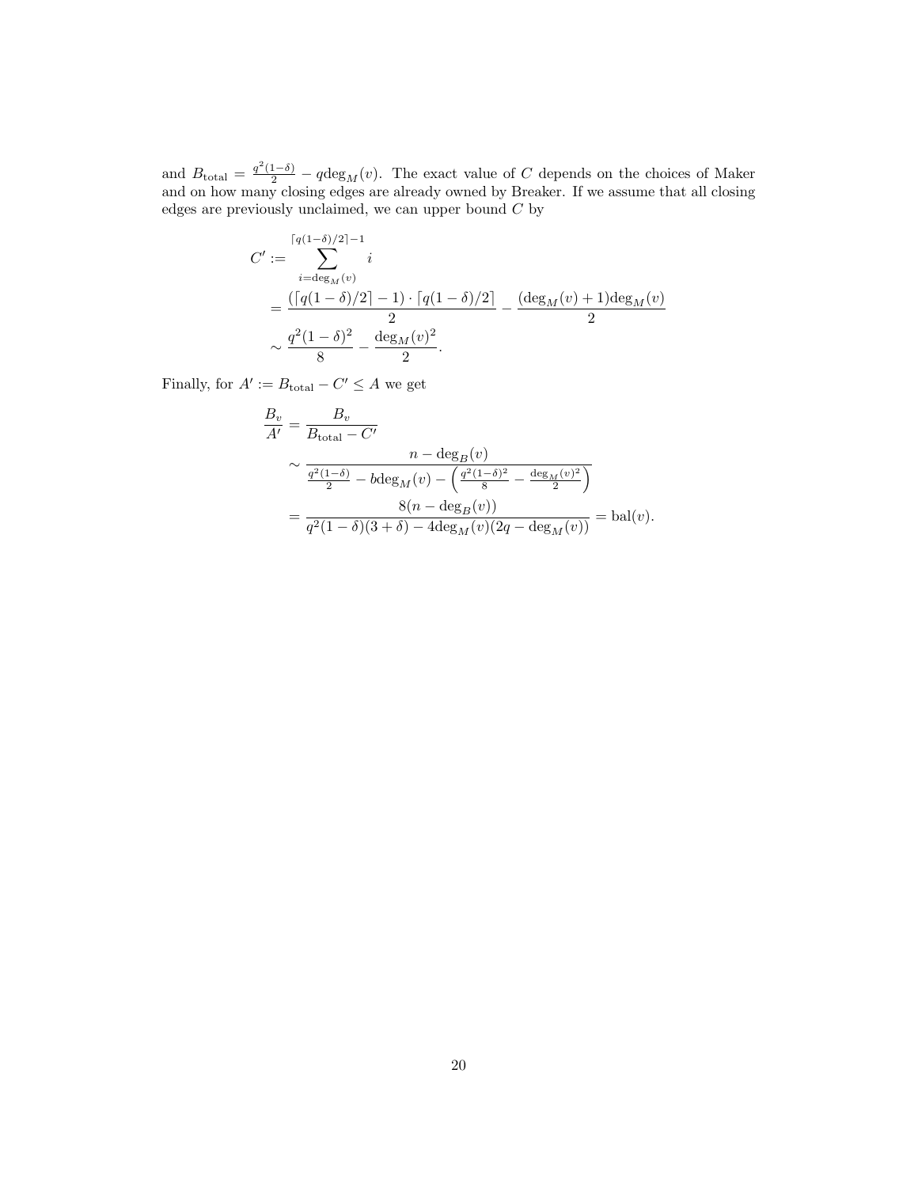and $B_{\text{total}} = \frac{q^2(1-\delta)}{2} - q\deg_M(v)$. The exact value of $C$ depends on the choices of Maker and on how many closing edges are already owned by Breaker. If we assume that all closing edges are previously unclaimed, we can upper bound $C$ by

$$
\begin{aligned}
C' &:= \sum_{i=\deg_M(v)}^{\lceil q(1-\delta)/2\rceil - 1} i \\
&= \frac{(\lceil q(1-\delta)/2\rceil - 1) \cdot \lceil q(1-\delta)/2\rceil}{2} - \frac{(\deg_M(v)+1)\deg_M(v)}{2} \\
&\sim \frac{q^2(1-\delta)^2}{8} - \frac{\deg_M(v)^2}{2}.
\end{aligned}
$$

Finally, for $A' := B_{\text{total}} - C' \leq A$ we get

$$
\begin{aligned}
\frac{B_v}{A'} &= \frac{B_v}{B_{\text{total}} - C'} \\
&\sim \frac{n - \deg_B(v)}{\frac{q^2(1-\delta)}{2} - b\deg_M(v) - \left(\frac{q^2(1-\delta)^2}{8} - \frac{\deg_M(v)^2}{2}\right)} \\
&= \frac{8(n - \deg_B(v))}{q^2(1-\delta)(3+\delta) - 4\deg_M(v)(2q - \deg_M(v))} = \text{bal}(v).
\end{aligned}
$$